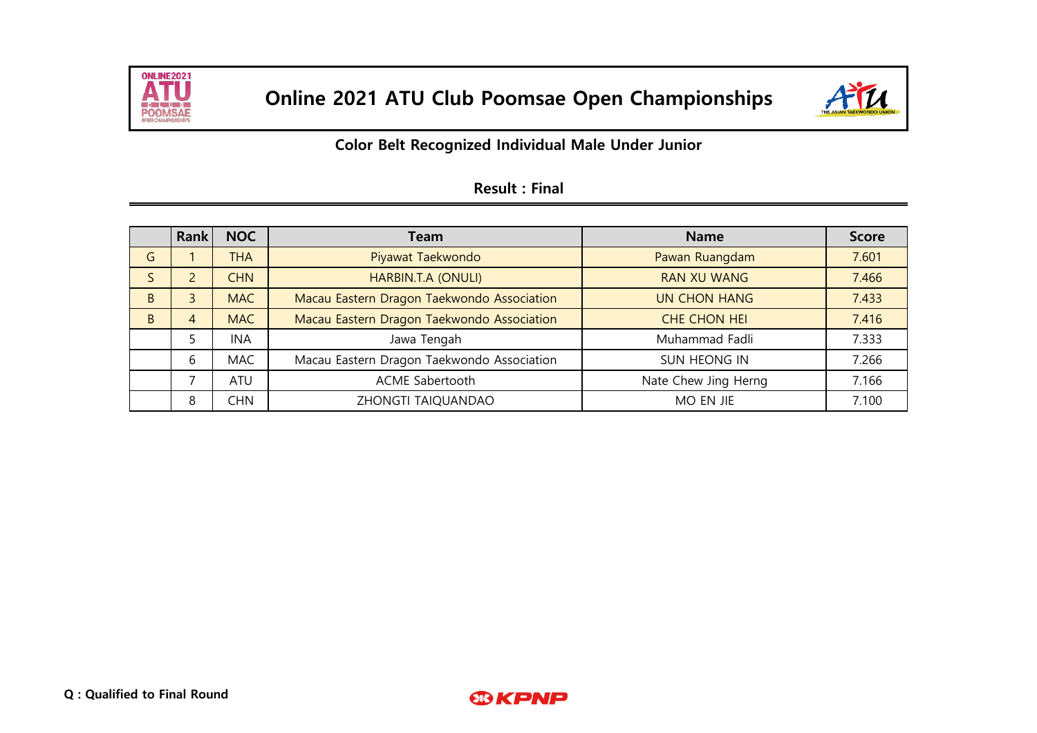# Online 2021 ATU Club Poomsae Open Championships

## Color Belt Recognized Individual Male Under Junior

### Result : Final

| | Rank | NOC | Team | Name | Score |
|---|---|---|---|---|---|
| G | 1 | THA | Piyawat Taekwondo | Pawan Ruangdam | 7.601 |
| S | 2 | CHN | HARBIN.T.A (ONULI) | RAN XU WANG | 7.466 |
| B | 3 | MAC | Macau Eastern Dragon Taekwondo Association | UN CHON HANG | 7.433 |
| B | 4 | MAC | Macau Eastern Dragon Taekwondo Association | CHE CHON HEI | 7.416 |
| | 5 | INA | Jawa Tengah | Muhammad Fadli | 7.333 |
| | 6 | MAC | Macau Eastern Dragon Taekwondo Association | SUN HEONG IN | 7.266 |
| | 7 | ATU | ACME Sabertooth | Nate Chew Jing Herng | 7.166 |
| | 8 | CHN | ZHONGTI TAIQUANDAO | MO EN JIE | 7.100 |

**Q : Qualified to Final Round**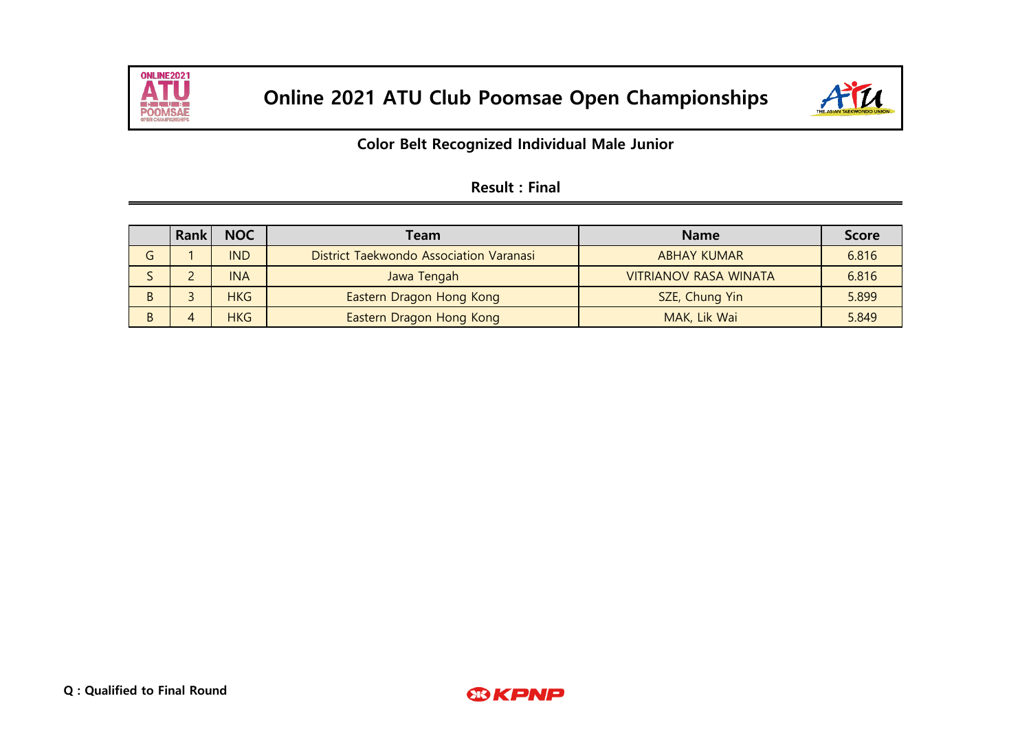# Online 2021 ATU Club Poomsae Open Championships

## Color Belt Recognized Individual Male Junior

### Result : Final

| | Rank | NOC | Team | Name | Score |
|---|---|---|---|---|---|
| G | 1 | IND | District Taekwondo Association Varanasi | ABHAY KUMAR | 6.816 |
| S | 2 | INA | Jawa Tengah | VITRIANOV RASA WINATA | 6.816 |
| B | 3 | HKG | Eastern Dragon Hong Kong | SZE, Chung Yin | 5.899 |
| B | 4 | HKG | Eastern Dragon Hong Kong | MAK, Lik Wai | 5.849 |

**Q : Qualified to Final Round**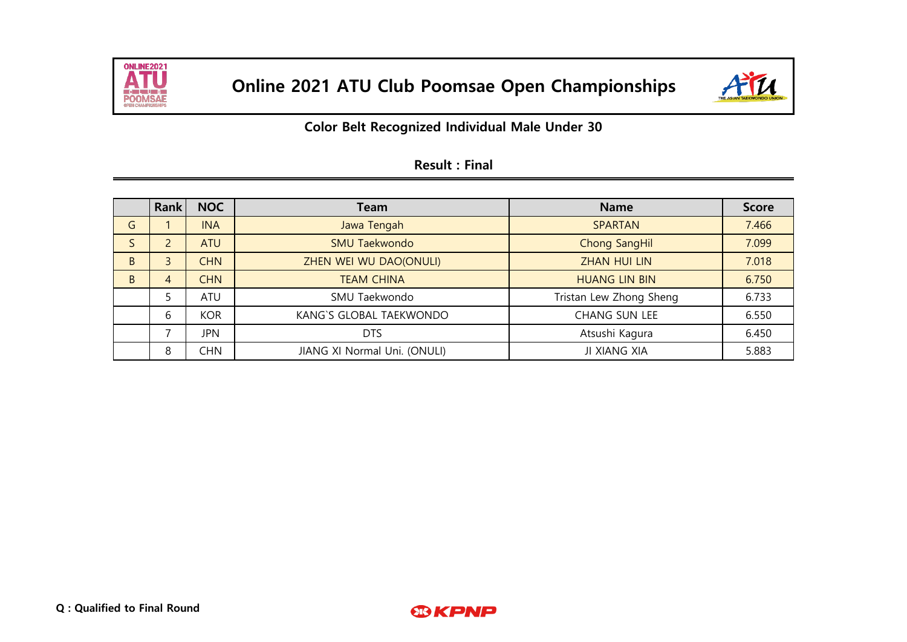# Online 2021 ATU Club Poomsae Open Championships

## Color Belt Recognized Individual Male Under 30

### Result : Final

| | Rank | NOC | Team | Name | Score |
|---|---|---|---|---|---|
| G | 1 | INA | Jawa Tengah | SPARTAN | 7.466 |
| S | 2 | ATU | SMU Taekwondo | Chong SangHil | 7.099 |
| B | 3 | CHN | ZHEN WEI WU DAO(ONULI) | ZHAN HUI LIN | 7.018 |
| B | 4 | CHN | TEAM CHINA | HUANG LIN BIN | 6.750 |
| | 5 | ATU | SMU Taekwondo | Tristan Lew Zhong Sheng | 6.733 |
| | 6 | KOR | KANG`S GLOBAL TAEKWONDO | CHANG SUN LEE | 6.550 |
| | 7 | JPN | DTS | Atsushi Kagura | 6.450 |
| | 8 | CHN | JIANG XI Normal Uni. (ONULI) | JI XIANG XIA | 5.883 |

**Q : Qualified to Final Round**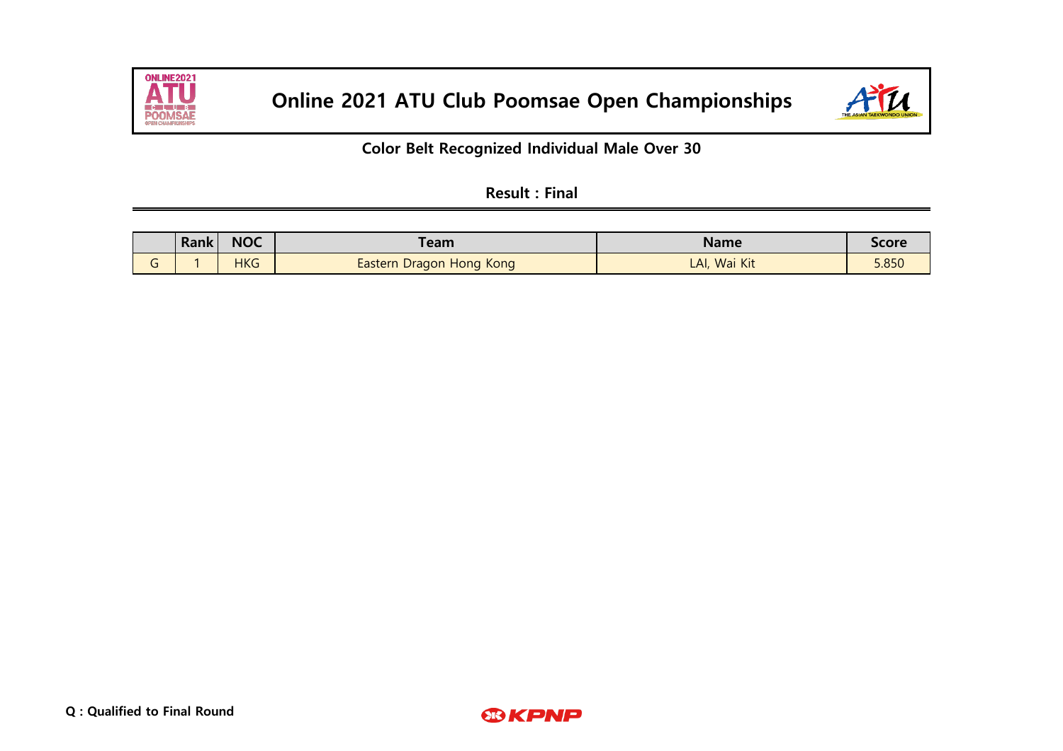# Online 2021 ATU Club Poomsae Open Championships

## Color Belt Recognized Individual Male Over 30

### Result : Final

| | Rank | NOC | Team | Name | Score |
|---|---|---|---|---|---|
| G | 1 | HKG | Eastern Dragon Hong Kong | LAI, Wai Kit | 5.850 |

**Q : Qualified to Final Round**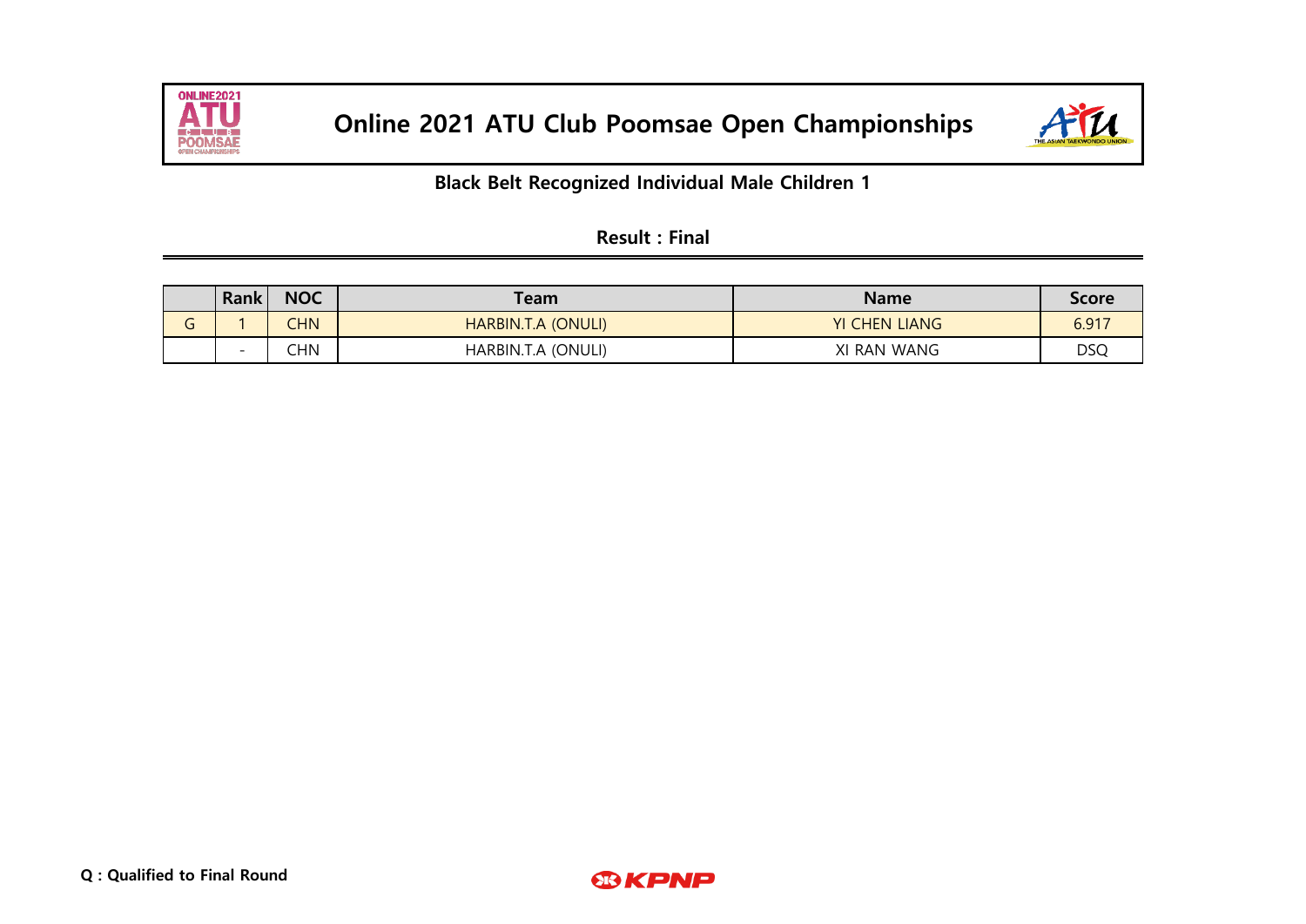# Online 2021 ATU Club Poomsae Open Championships

## Black Belt Recognized Individual Male Children 1

### Result : Final

| | Rank | NOC | Team | Name | Score |
|---|---|---|---|---|---|
| G | 1 | CHN | HARBIN.T.A (ONULI) | YI CHEN LIANG | 6.917 |
| | - | CHN | HARBIN.T.A (ONULI) | XI RAN WANG | DSQ |

**Q : Qualified to Final Round**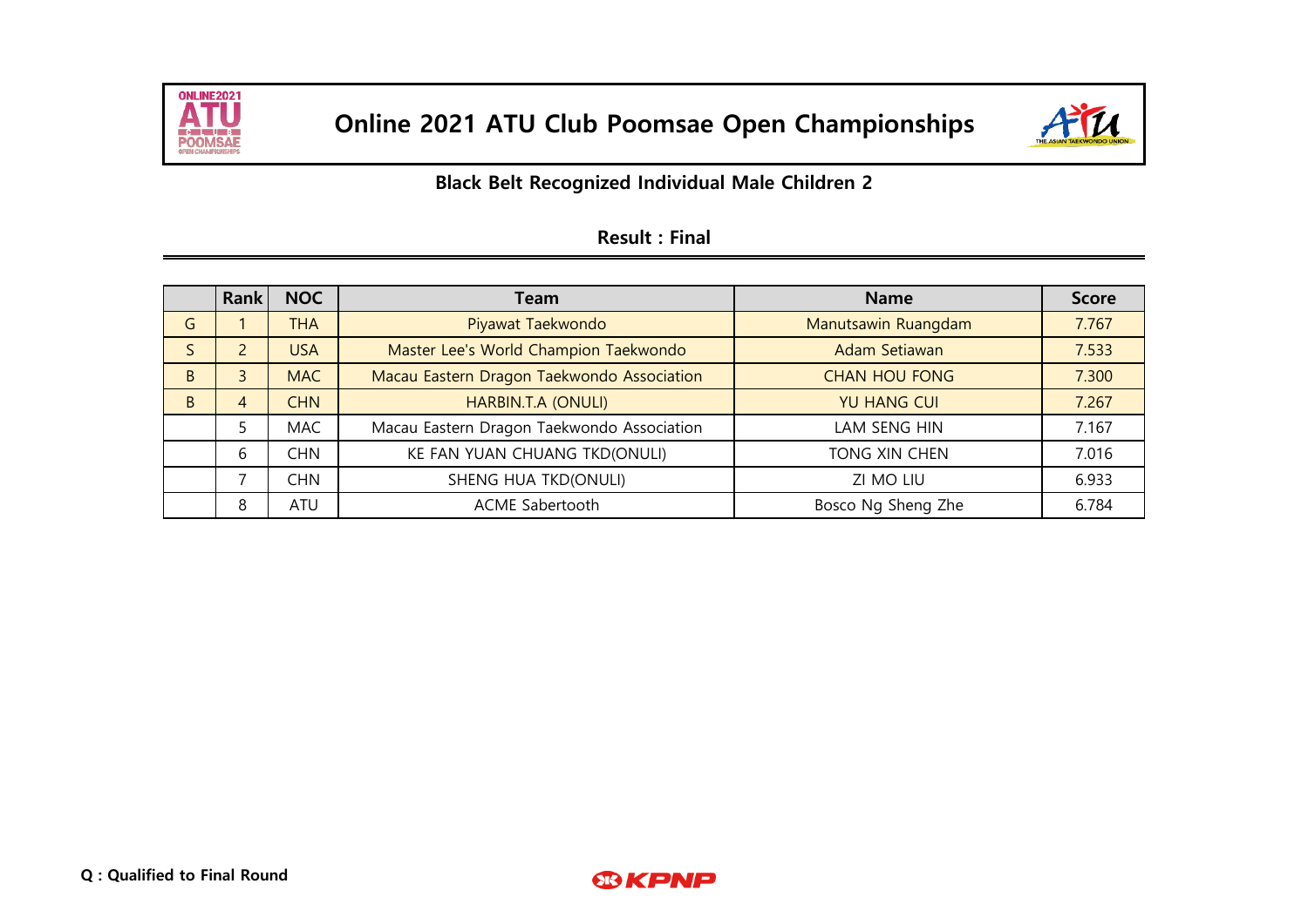# Online 2021 ATU Club Poomsae Open Championships

## Black Belt Recognized Individual Male Children 2

### Result : Final

| | Rank | NOC | Team | Name | Score |
|---|---|---|---|---|---|
| G | 1 | THA | Piyawat Taekwondo | Manutsawin Ruangdam | 7.767 |
| S | 2 | USA | Master Lee's World Champion Taekwondo | Adam Setiawan | 7.533 |
| B | 3 | MAC | Macau Eastern Dragon Taekwondo Association | CHAN HOU FONG | 7.300 |
| B | 4 | CHN | HARBIN.T.A (ONULI) | YU HANG CUI | 7.267 |
| | 5 | MAC | Macau Eastern Dragon Taekwondo Association | LAM SENG HIN | 7.167 |
| | 6 | CHN | KE FAN YUAN CHUANG TKD(ONULI) | TONG XIN CHEN | 7.016 |
| | 7 | CHN | SHENG HUA TKD(ONULI) | ZI MO LIU | 6.933 |
| | 8 | ATU | ACME Sabertooth | Bosco Ng Sheng Zhe | 6.784 |

**Q : Qualified to Final Round**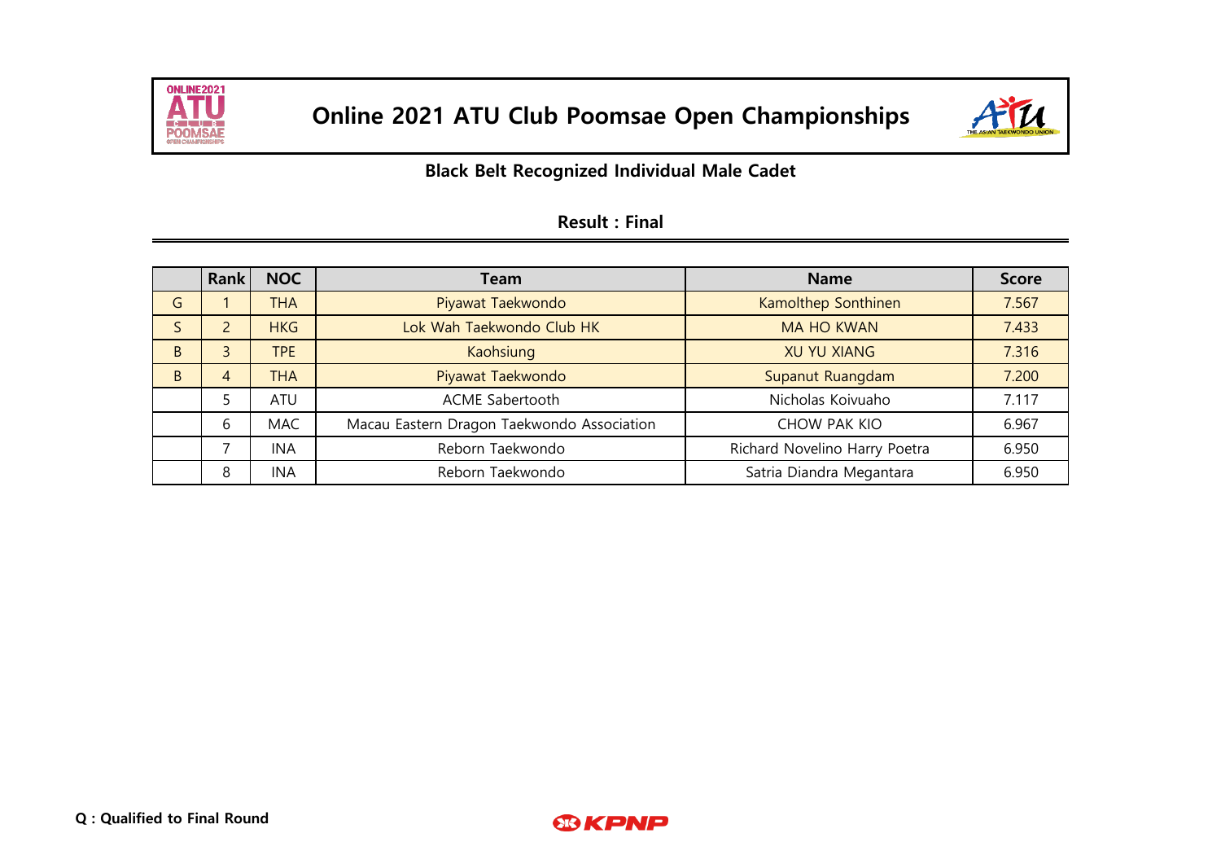# Online 2021 ATU Club Poomsae Open Championships

## Black Belt Recognized Individual Male Cadet

### Result : Final

| | Rank | NOC | Team | Name | Score |
|---|---|---|---|---|---|
| G | 1 | THA | Piyawat Taekwondo | Kamolthep Sonthinen | 7.567 |
| S | 2 | HKG | Lok Wah Taekwondo Club HK | MA HO KWAN | 7.433 |
| B | 3 | TPE | Kaohsiung | XU YU XIANG | 7.316 |
| B | 4 | THA | Piyawat Taekwondo | Supanut Ruangdam | 7.200 |
| | 5 | ATU | ACME Sabertooth | Nicholas Koivuaho | 7.117 |
| | 6 | MAC | Macau Eastern Dragon Taekwondo Association | CHOW PAK KIO | 6.967 |
| | 7 | INA | Reborn Taekwondo | Richard Novelino Harry Poetra | 6.950 |
| | 8 | INA | Reborn Taekwondo | Satria Diandra Megantara | 6.950 |

**Q : Qualified to Final Round**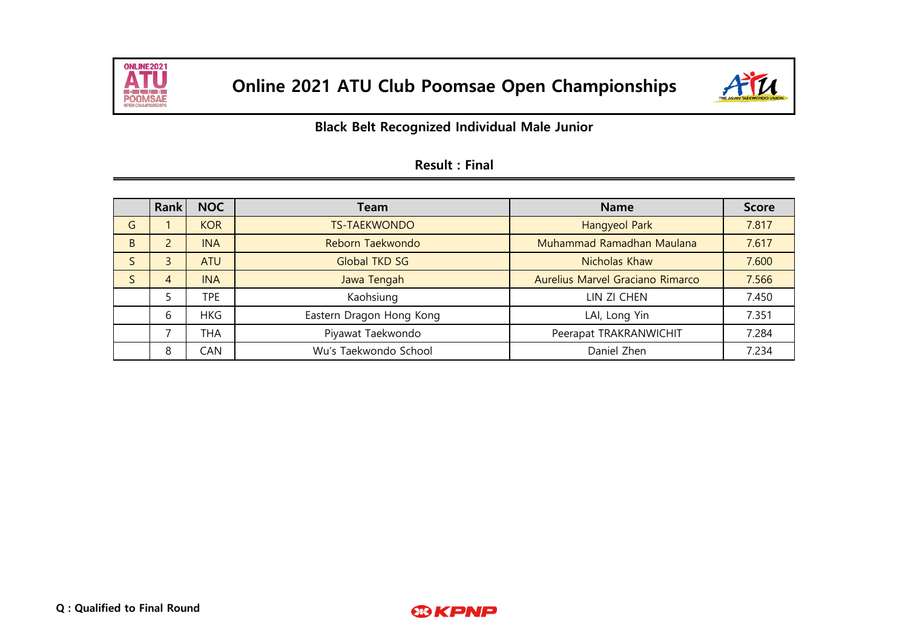# Online 2021 ATU Club Poomsae Open Championships

## Black Belt Recognized Individual Male Junior

### Result : Final

| | Rank | NOC | Team | Name | Score |
|---|---|---|---|---|---|
| G | 1 | KOR | TS-TAEKWONDO | Hangyeol Park | 7.817 |
| B | 2 | INA | Reborn Taekwondo | Muhammad Ramadhan Maulana | 7.617 |
| S | 3 | ATU | Global TKD SG | Nicholas Khaw | 7.600 |
| S | 4 | INA | Jawa Tengah | Aurelius Marvel Graciano Rimarco | 7.566 |
| | 5 | TPE | Kaohsiung | LIN ZI CHEN | 7.450 |
| | 6 | HKG | Eastern Dragon Hong Kong | LAI, Long Yin | 7.351 |
| | 7 | THA | Piyawat Taekwondo | Peerapat TRAKRANWICHIT | 7.284 |
| | 8 | CAN | Wu's Taekwondo School | Daniel Zhen | 7.234 |

**Q : Qualified to Final Round**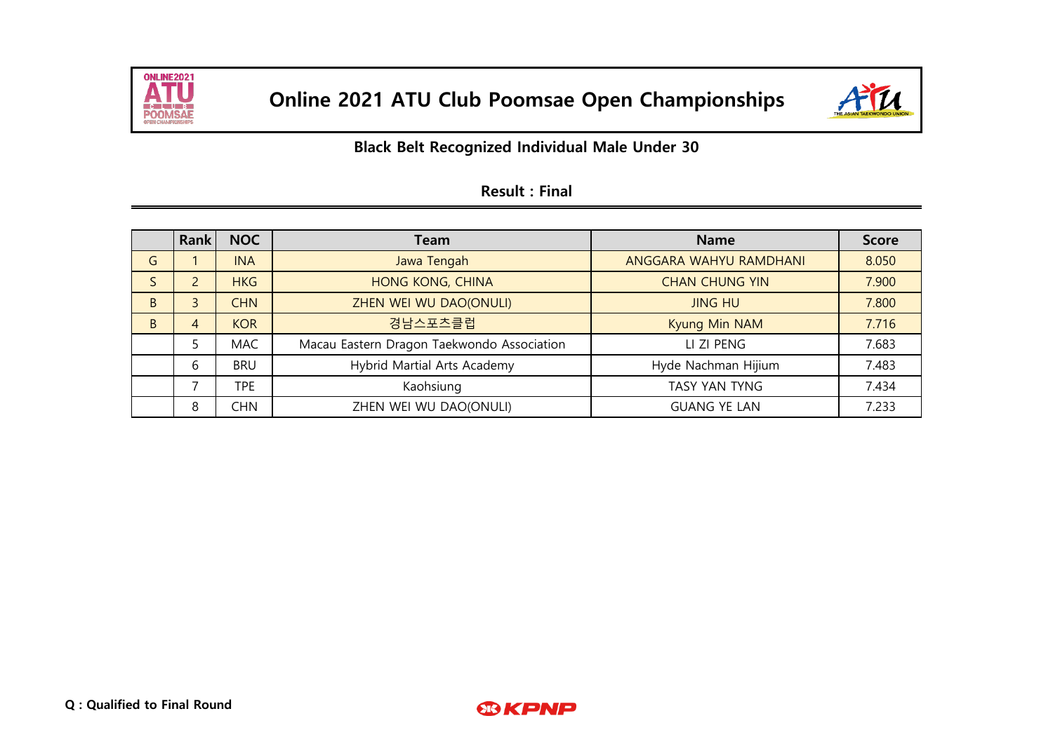# Online 2021 ATU Club Poomsae Open Championships

## Black Belt Recognized Individual Male Under 30

### Result : Final

| | Rank | NOC | Team | Name | Score |
|---|---|---|---|---|---|
| G | 1 | INA | Jawa Tengah | ANGGARA WAHYU RAMDHANI | 8.050 |
| S | 2 | HKG | HONG KONG, CHINA | CHAN CHUNG YIN | 7.900 |
| B | 3 | CHN | ZHEN WEI WU DAO(ONULI) | JING HU | 7.800 |
| B | 4 | KOR | 경남스포츠클럽 | Kyung Min NAM | 7.716 |
| | 5 | MAC | Macau Eastern Dragon Taekwondo Association | LI ZI PENG | 7.683 |
| | 6 | BRU | Hybrid Martial Arts Academy | Hyde Nachman Hijium | 7.483 |
| | 7 | TPE | Kaohsiung | TASY YAN TYNG | 7.434 |
| | 8 | CHN | ZHEN WEI WU DAO(ONULI) | GUANG YE LAN | 7.233 |

**Q : Qualified to Final Round**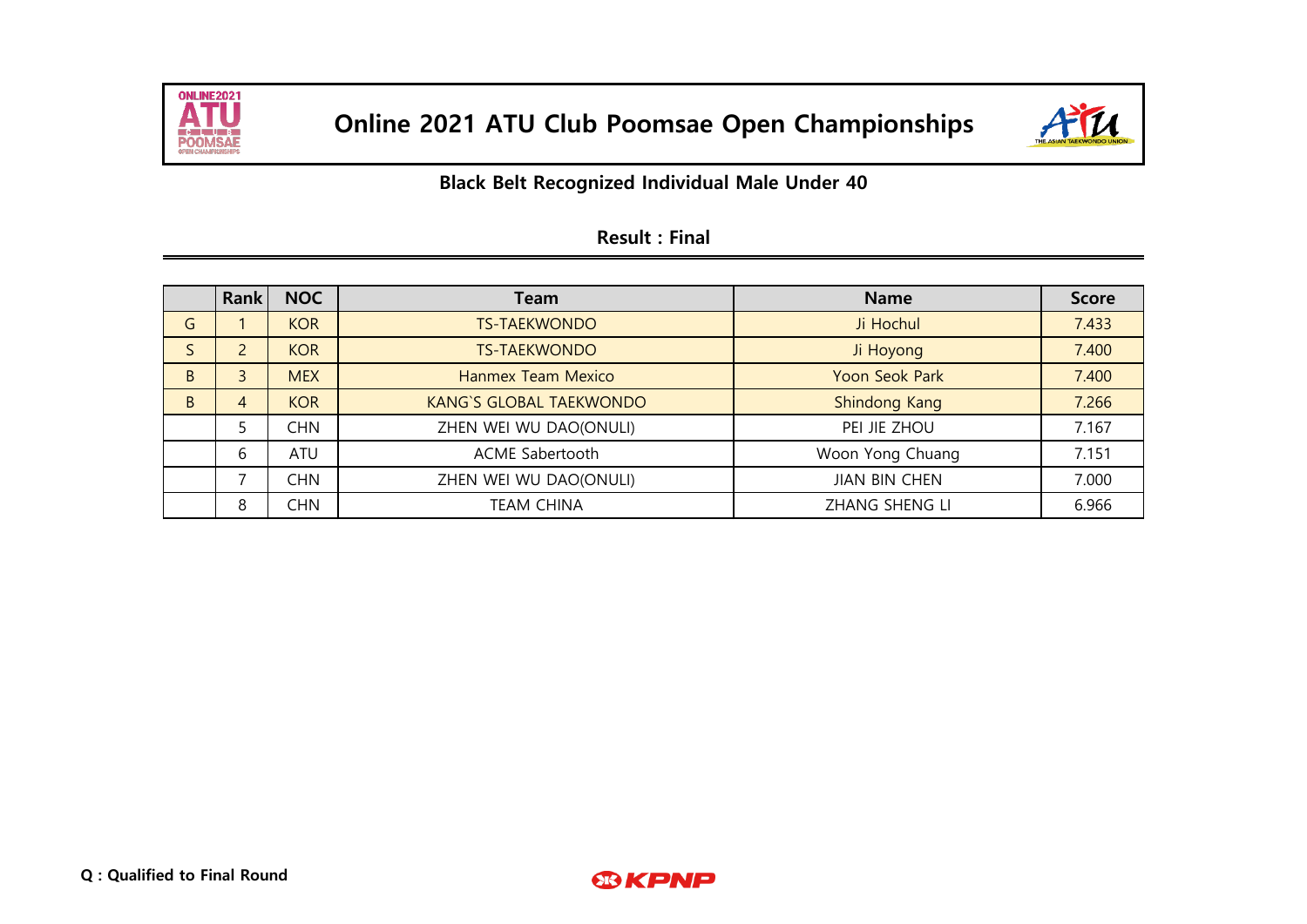# Online 2021 ATU Club Poomsae Open Championships

## Black Belt Recognized Individual Male Under 40

### Result : Final

| | Rank | NOC | Team | Name | Score |
|---|---|---|---|---|---|
| G | 1 | KOR | TS-TAEKWONDO | Ji Hochul | 7.433 |
| S | 2 | KOR | TS-TAEKWONDO | Ji Hoyong | 7.400 |
| B | 3 | MEX | Hanmex Team Mexico | Yoon Seok Park | 7.400 |
| B | 4 | KOR | KANG`S GLOBAL TAEKWONDO | Shindong Kang | 7.266 |
| | 5 | CHN | ZHEN WEI WU DAO(ONULI) | PEI JIE ZHOU | 7.167 |
| | 6 | ATU | ACME Sabertooth | Woon Yong Chuang | 7.151 |
| | 7 | CHN | ZHEN WEI WU DAO(ONULI) | JIAN BIN CHEN | 7.000 |
| | 8 | CHN | TEAM CHINA | ZHANG SHENG LI | 6.966 |

**Q : Qualified to Final Round**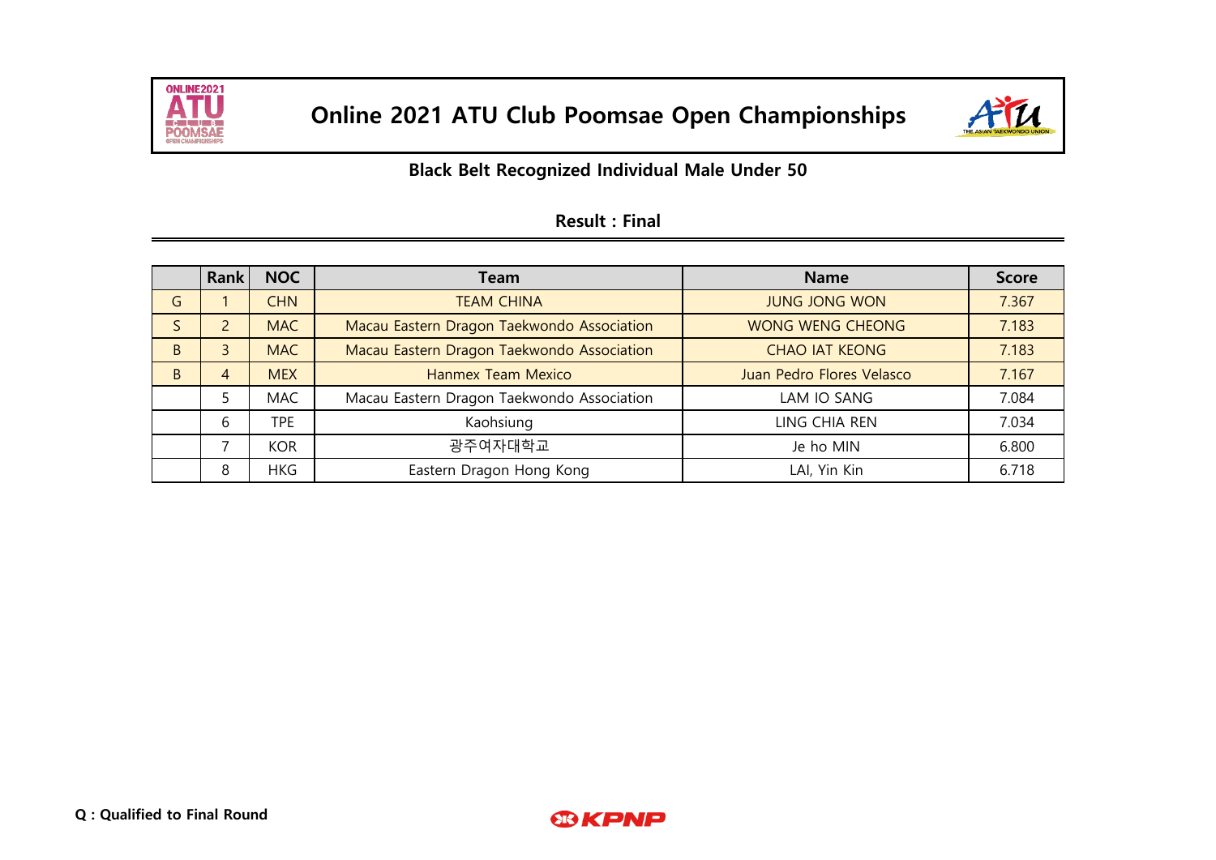# Online 2021 ATU Club Poomsae Open Championships

## Black Belt Recognized Individual Male Under 50

### Result : Final

| | Rank | NOC | Team | Name | Score |
|---|---|---|---|---|---|
| G | 1 | CHN | TEAM CHINA | JUNG JONG WON | 7.367 |
| S | 2 | MAC | Macau Eastern Dragon Taekwondo Association | WONG WENG CHEONG | 7.183 |
| B | 3 | MAC | Macau Eastern Dragon Taekwondo Association | CHAO IAT KEONG | 7.183 |
| B | 4 | MEX | Hanmex Team Mexico | Juan Pedro Flores Velasco | 7.167 |
| | 5 | MAC | Macau Eastern Dragon Taekwondo Association | LAM IO SANG | 7.084 |
| | 6 | TPE | Kaohsiung | LING CHIA REN | 7.034 |
| | 7 | KOR | 광주여자대학교 | Je ho MIN | 6.800 |
| | 8 | HKG | Eastern Dragon Hong Kong | LAI, Yin Kin | 6.718 |

**Q : Qualified to Final Round**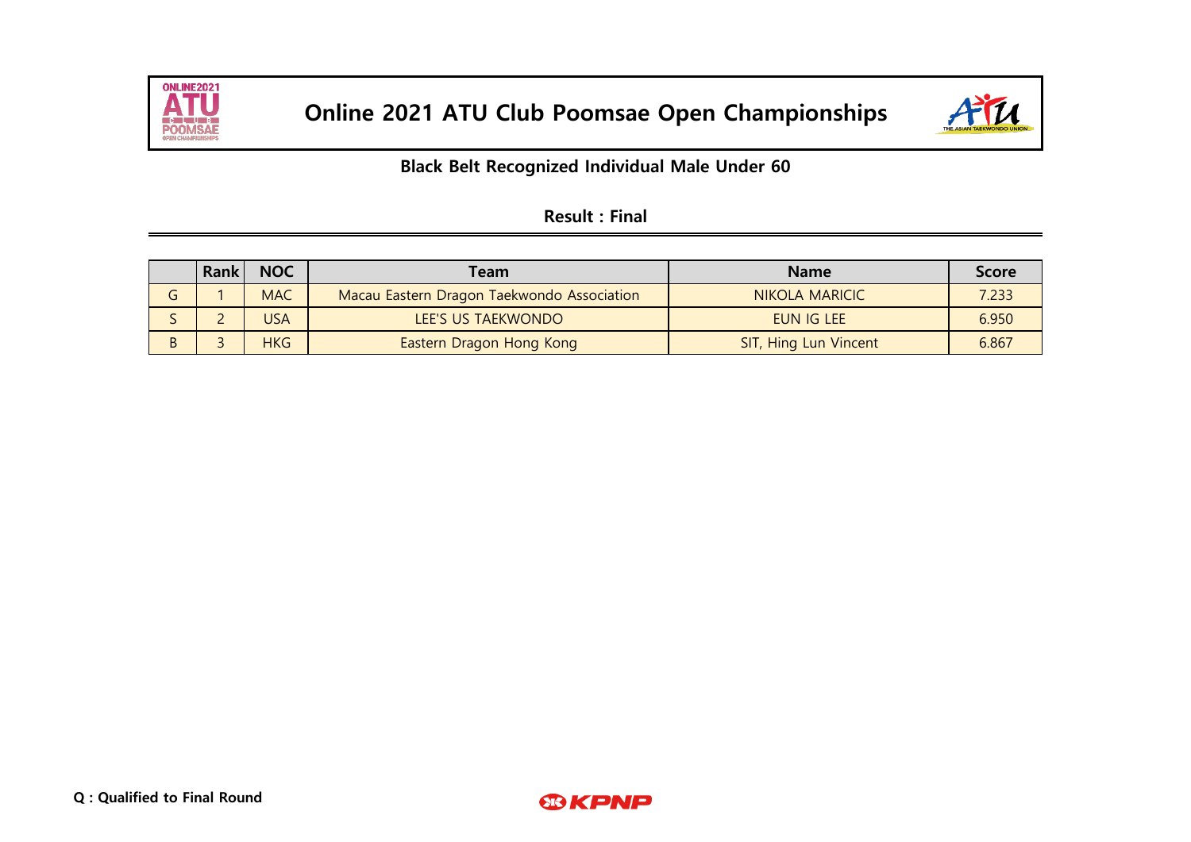# Online 2021 ATU Club Poomsae Open Championships

## Black Belt Recognized Individual Male Under 60

### Result : Final

| | Rank | NOC | Team | Name | Score |
|---|---|---|---|---|---|
| G | 1 | MAC | Macau Eastern Dragon Taekwondo Association | NIKOLA MARICIC | 7.233 |
| S | 2 | USA | LEE'S US TAEKWONDO | EUN IG LEE | 6.950 |
| B | 3 | HKG | Eastern Dragon Hong Kong | SIT, Hing Lun Vincent | 6.867 |

**Q : Qualified to Final Round**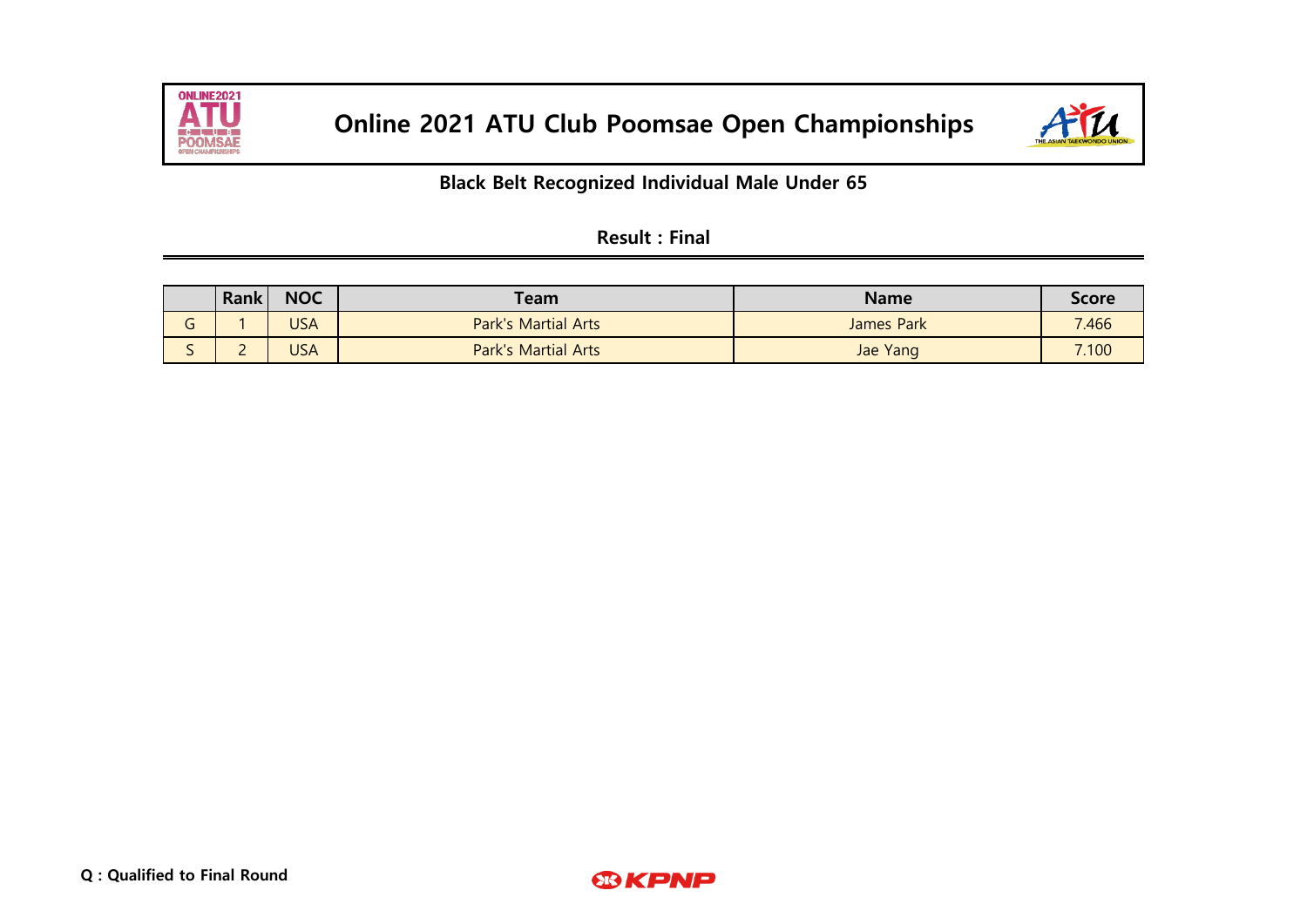# Online 2021 ATU Club Poomsae Open Championships

## Black Belt Recognized Individual Male Under 65

### Result : Final

| | Rank | NOC | Team | Name | Score |
|---|---|---|---|---|---|
| G | 1 | USA | Park's Martial Arts | James Park | 7.466 |
| S | 2 | USA | Park's Martial Arts | Jae Yang | 7.100 |

**Q : Qualified to Final Round**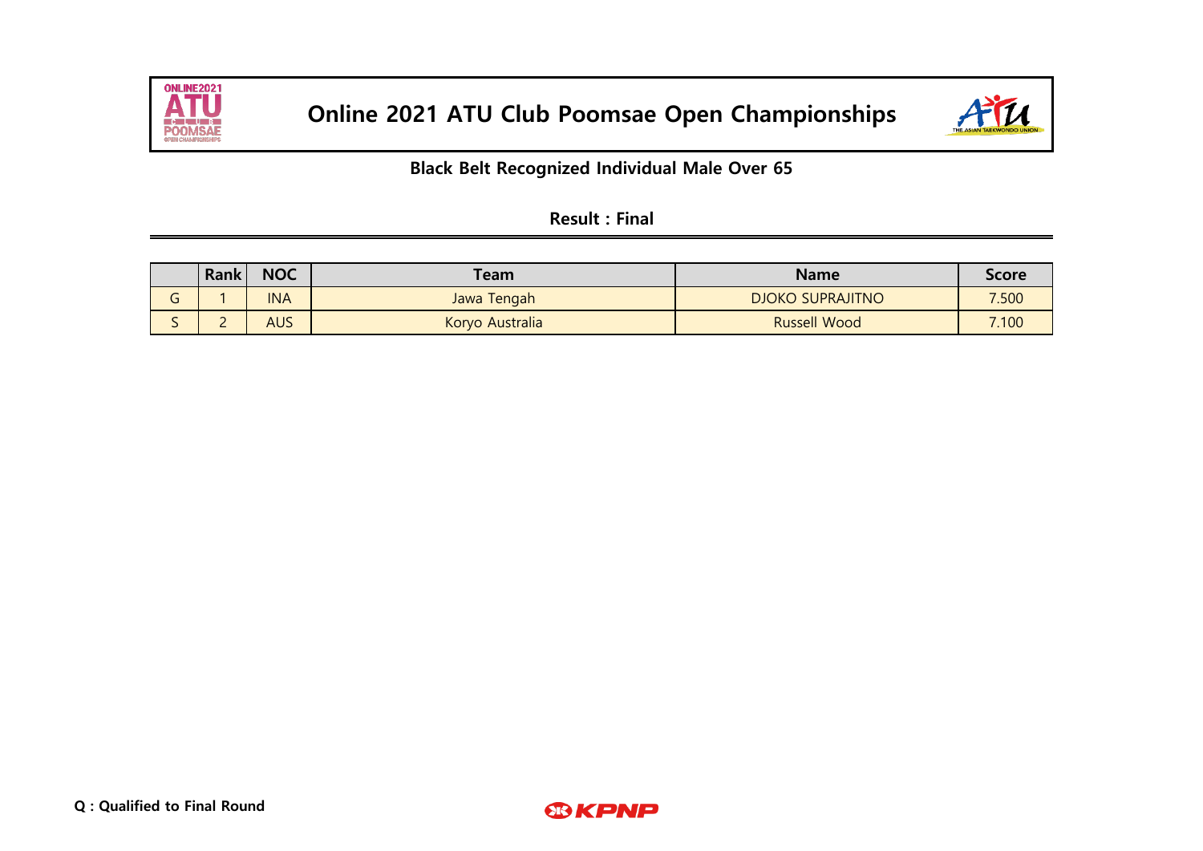# Online 2021 ATU Club Poomsae Open Championships

## Black Belt Recognized Individual Male Over 65

### Result : Final

| | Rank | NOC | Team | Name | Score |
|---|---|---|---|---|---|
| G | 1 | INA | Jawa Tengah | DJOKO SUPRAJITNO | 7.500 |
| S | 2 | AUS | Koryo Australia | Russell Wood | 7.100 |

**Q : Qualified to Final Round**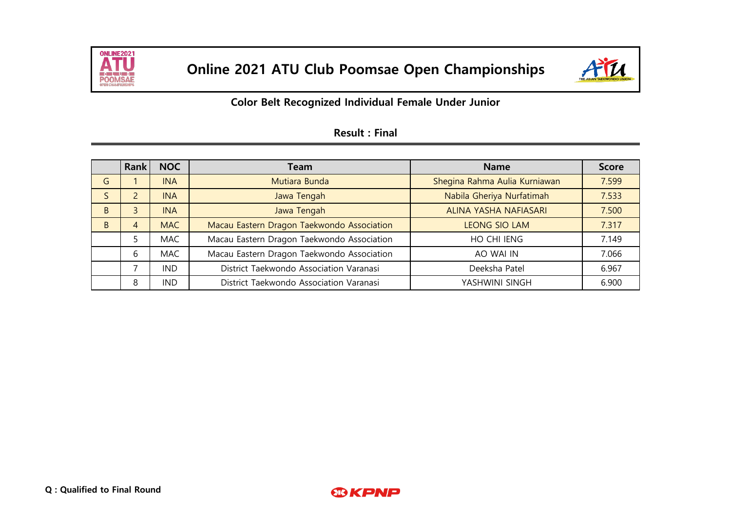# Online 2021 ATU Club Poomsae Open Championships

## Color Belt Recognized Individual Female Under Junior

### Result : Final

| | Rank | NOC | Team | Name | Score |
|---|---|---|---|---|---|
| G | 1 | INA | Mutiara Bunda | Shegina Rahma Aulia Kurniawan | 7.599 |
| S | 2 | INA | Jawa Tengah | Nabila Gheriya Nurfatimah | 7.533 |
| B | 3 | INA | Jawa Tengah | ALINA YASHA NAFIASARI | 7.500 |
| B | 4 | MAC | Macau Eastern Dragon Taekwondo Association | LEONG SIO LAM | 7.317 |
| | 5 | MAC | Macau Eastern Dragon Taekwondo Association | HO CHI IENG | 7.149 |
| | 6 | MAC | Macau Eastern Dragon Taekwondo Association | AO WAI IN | 7.066 |
| | 7 | IND | District Taekwondo Association Varanasi | Deeksha Patel | 6.967 |
| | 8 | IND | District Taekwondo Association Varanasi | YASHWINI SINGH | 6.900 |

**Q : Qualified to Final Round**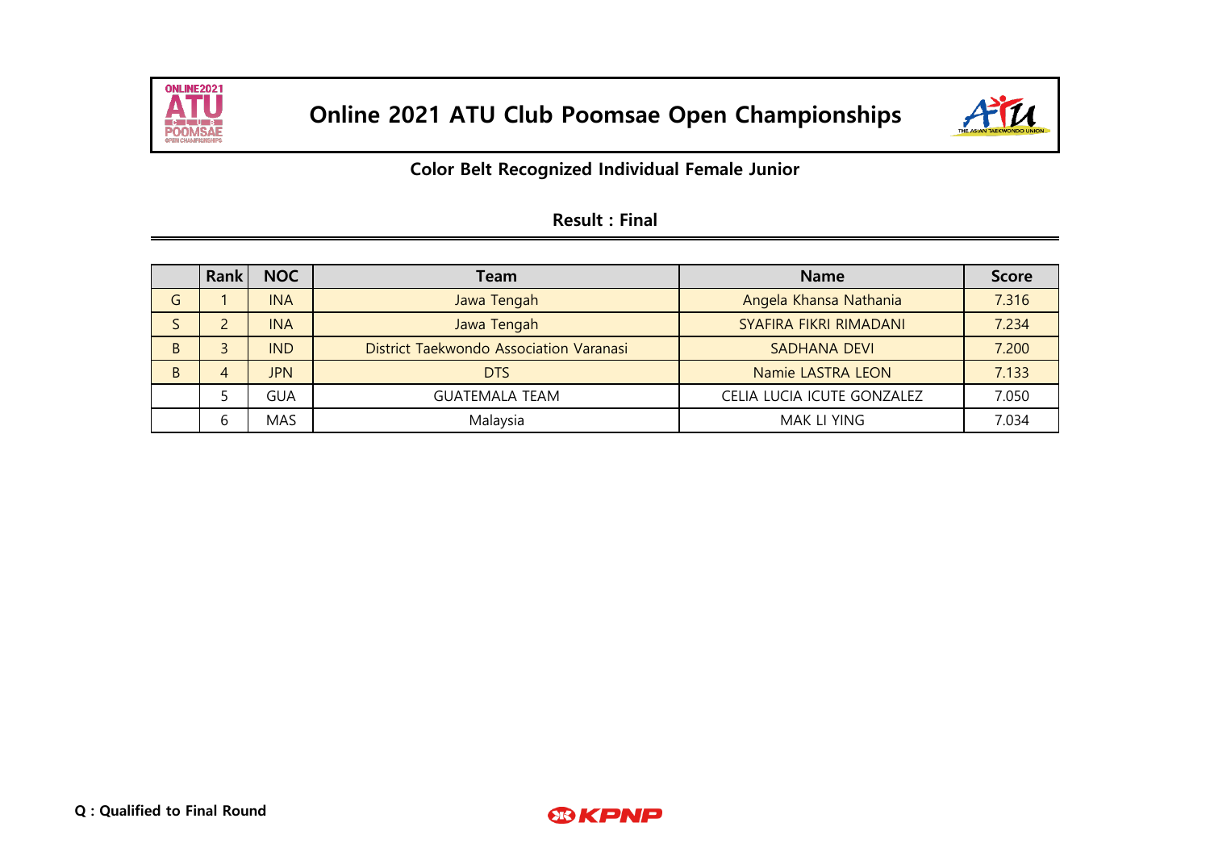# Online 2021 ATU Club Poomsae Open Championships

## Color Belt Recognized Individual Female Junior

### Result : Final

| | Rank | NOC | Team | Name | Score |
|---|---|---|---|---|---|
| G | 1 | INA | Jawa Tengah | Angela Khansa Nathania | 7.316 |
| S | 2 | INA | Jawa Tengah | SYAFIRA FIKRI RIMADANI | 7.234 |
| B | 3 | IND | District Taekwondo Association Varanasi | SADHANA DEVI | 7.200 |
| B | 4 | JPN | DTS | Namie LASTRA LEON | 7.133 |
| | 5 | GUA | GUATEMALA TEAM | CELIA LUCIA ICUTE GONZALEZ | 7.050 |
| | 6 | MAS | Malaysia | MAK LI YING | 7.034 |

**Q : Qualified to Final Round**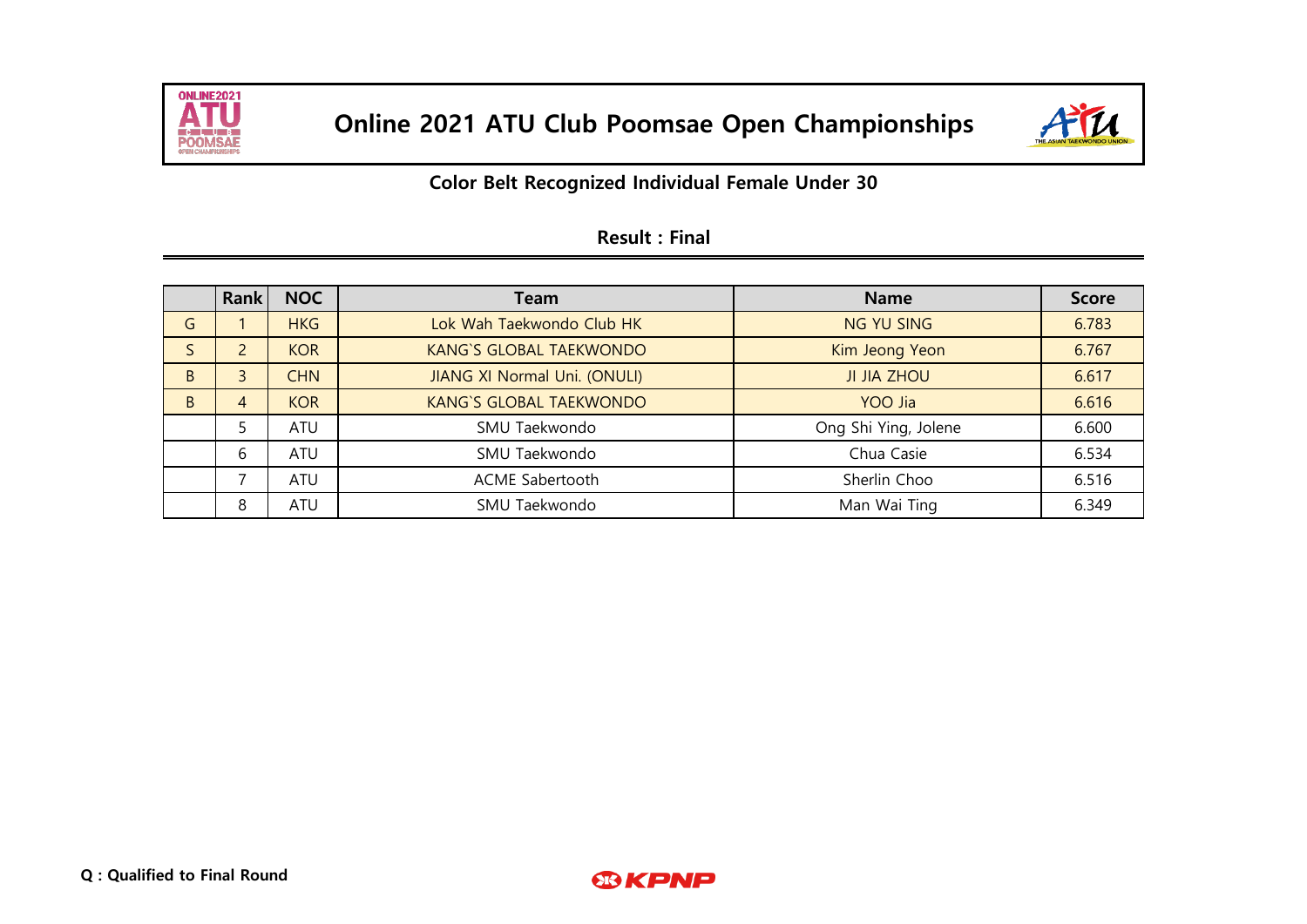# Online 2021 ATU Club Poomsae Open Championships

## Color Belt Recognized Individual Female Under 30

### Result : Final

| | Rank | NOC | Team | Name | Score |
|---|---|---|---|---|---|
| G | 1 | HKG | Lok Wah Taekwondo Club HK | NG YU SING | 6.783 |
| S | 2 | KOR | KANG`S GLOBAL TAEKWONDO | Kim Jeong Yeon | 6.767 |
| B | 3 | CHN | JIANG XI Normal Uni. (ONULI) | JI JIA ZHOU | 6.617 |
| B | 4 | KOR | KANG`S GLOBAL TAEKWONDO | YOO Jia | 6.616 |
| | 5 | ATU | SMU Taekwondo | Ong Shi Ying, Jolene | 6.600 |
| | 6 | ATU | SMU Taekwondo | Chua Casie | 6.534 |
| | 7 | ATU | ACME Sabertooth | Sherlin Choo | 6.516 |
| | 8 | ATU | SMU Taekwondo | Man Wai Ting | 6.349 |

**Q : Qualified to Final Round**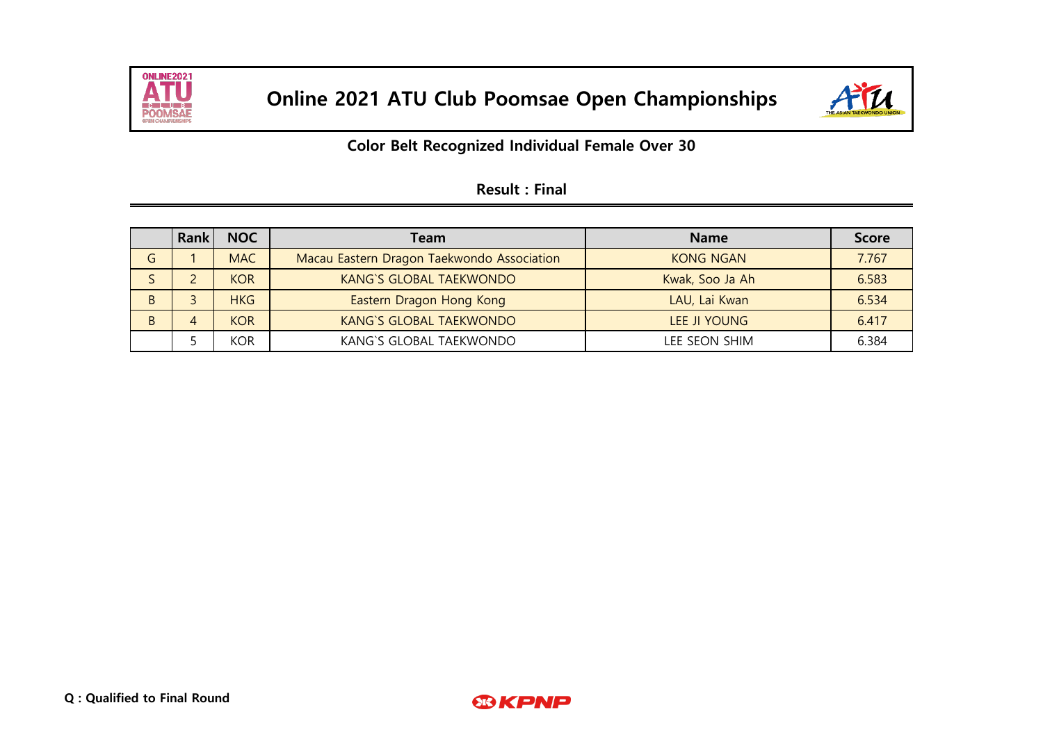# Online 2021 ATU Club Poomsae Open Championships

## Color Belt Recognized Individual Female Over 30

### Result : Final

| | Rank | NOC | Team | Name | Score |
|---|---|---|---|---|---|
| G | 1 | MAC | Macau Eastern Dragon Taekwondo Association | KONG NGAN | 7.767 |
| S | 2 | KOR | KANG`S GLOBAL TAEKWONDO | Kwak, Soo Ja Ah | 6.583 |
| B | 3 | HKG | Eastern Dragon Hong Kong | LAU, Lai Kwan | 6.534 |
| B | 4 | KOR | KANG`S GLOBAL TAEKWONDO | LEE JI YOUNG | 6.417 |
| | 5 | KOR | KANG`S GLOBAL TAEKWONDO | LEE SEON SHIM | 6.384 |

**Q : Qualified to Final Round**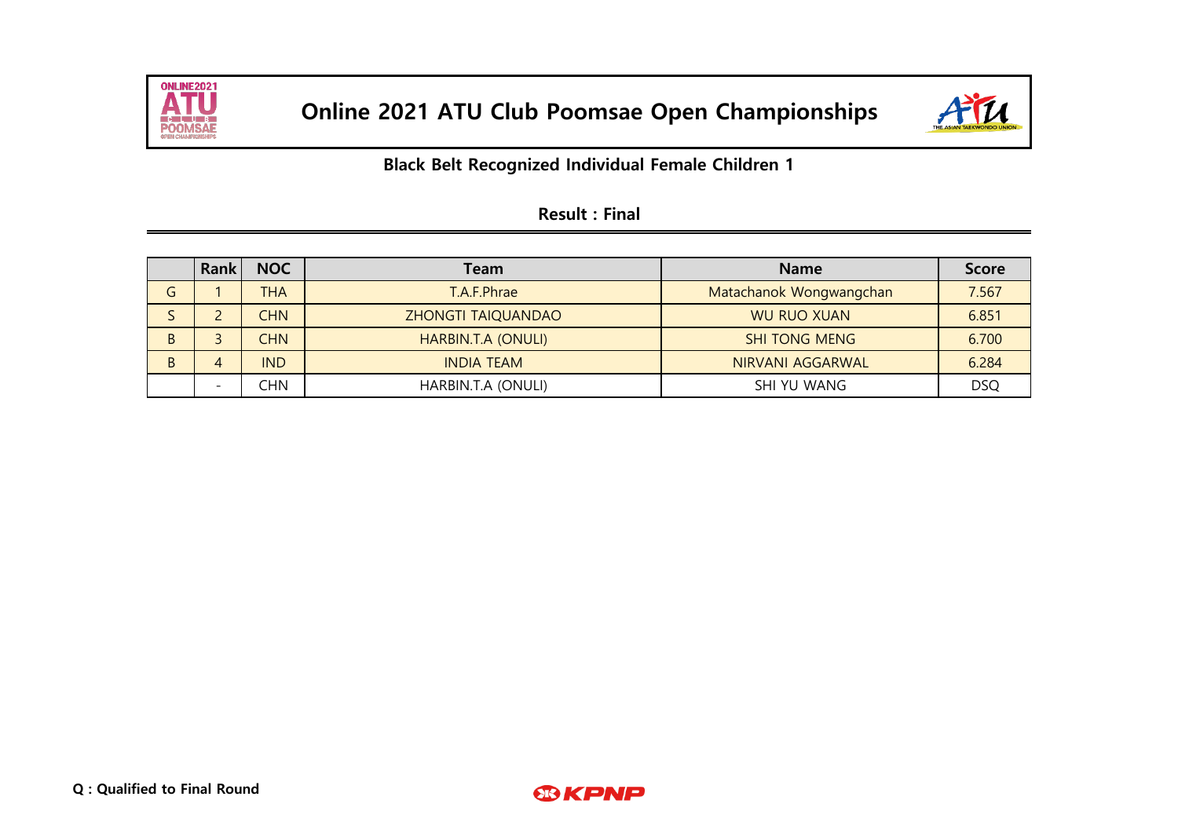# Online 2021 ATU Club Poomsae Open Championships

## Black Belt Recognized Individual Female Children 1

### Result : Final

| | Rank | NOC | Team | Name | Score |
|---|---|---|---|---|---|
| G | 1 | THA | T.A.F.Phrae | Matachanok Wongwangchan | 7.567 |
| S | 2 | CHN | ZHONGTI TAIQUANDAO | WU RUO XUAN | 6.851 |
| B | 3 | CHN | HARBIN.T.A (ONULI) | SHI TONG MENG | 6.700 |
| B | 4 | IND | INDIA TEAM | NIRVANI AGGARWAL | 6.284 |
| | - | CHN | HARBIN.T.A (ONULI) | SHI YU WANG | DSQ |

**Q : Qualified to Final Round**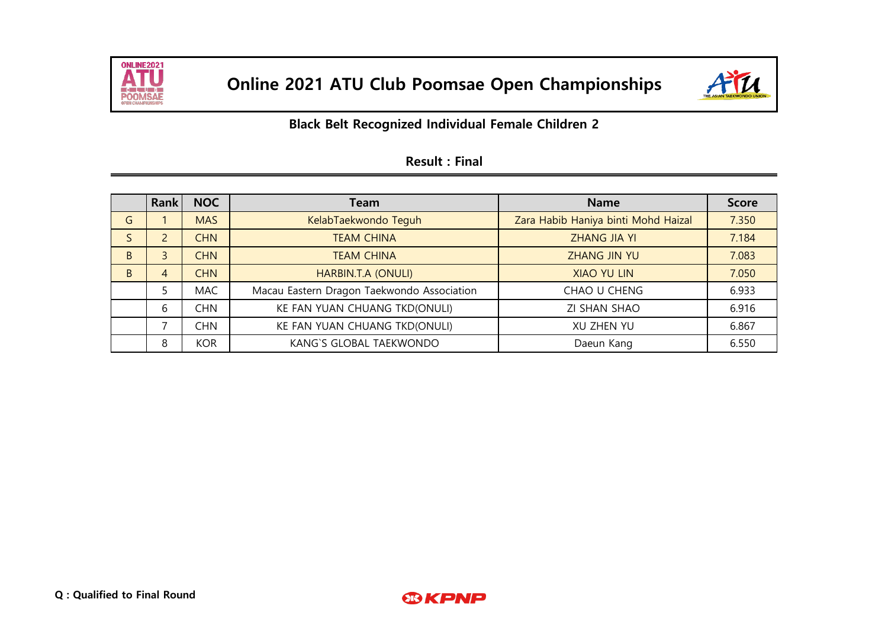# Online 2021 ATU Club Poomsae Open Championships

## Black Belt Recognized Individual Female Children 2

### Result : Final

| | Rank | NOC | Team | Name | Score |
|---|---|---|---|---|---|
| G | 1 | MAS | KelabTaekwondo Teguh | Zara Habib Haniya binti Mohd Haizal | 7.350 |
| S | 2 | CHN | TEAM CHINA | ZHANG JIA YI | 7.184 |
| B | 3 | CHN | TEAM CHINA | ZHANG JIN YU | 7.083 |
| B | 4 | CHN | HARBIN.T.A (ONULI) | XIAO YU LIN | 7.050 |
| | 5 | MAC | Macau Eastern Dragon Taekwondo Association | CHAO U CHENG | 6.933 |
| | 6 | CHN | KE FAN YUAN CHUANG TKD(ONULI) | ZI SHAN SHAO | 6.916 |
| | 7 | CHN | KE FAN YUAN CHUANG TKD(ONULI) | XU ZHEN YU | 6.867 |
| | 8 | KOR | KANG`S GLOBAL TAEKWONDO | Daeun Kang | 6.550 |

**Q : Qualified to Final Round**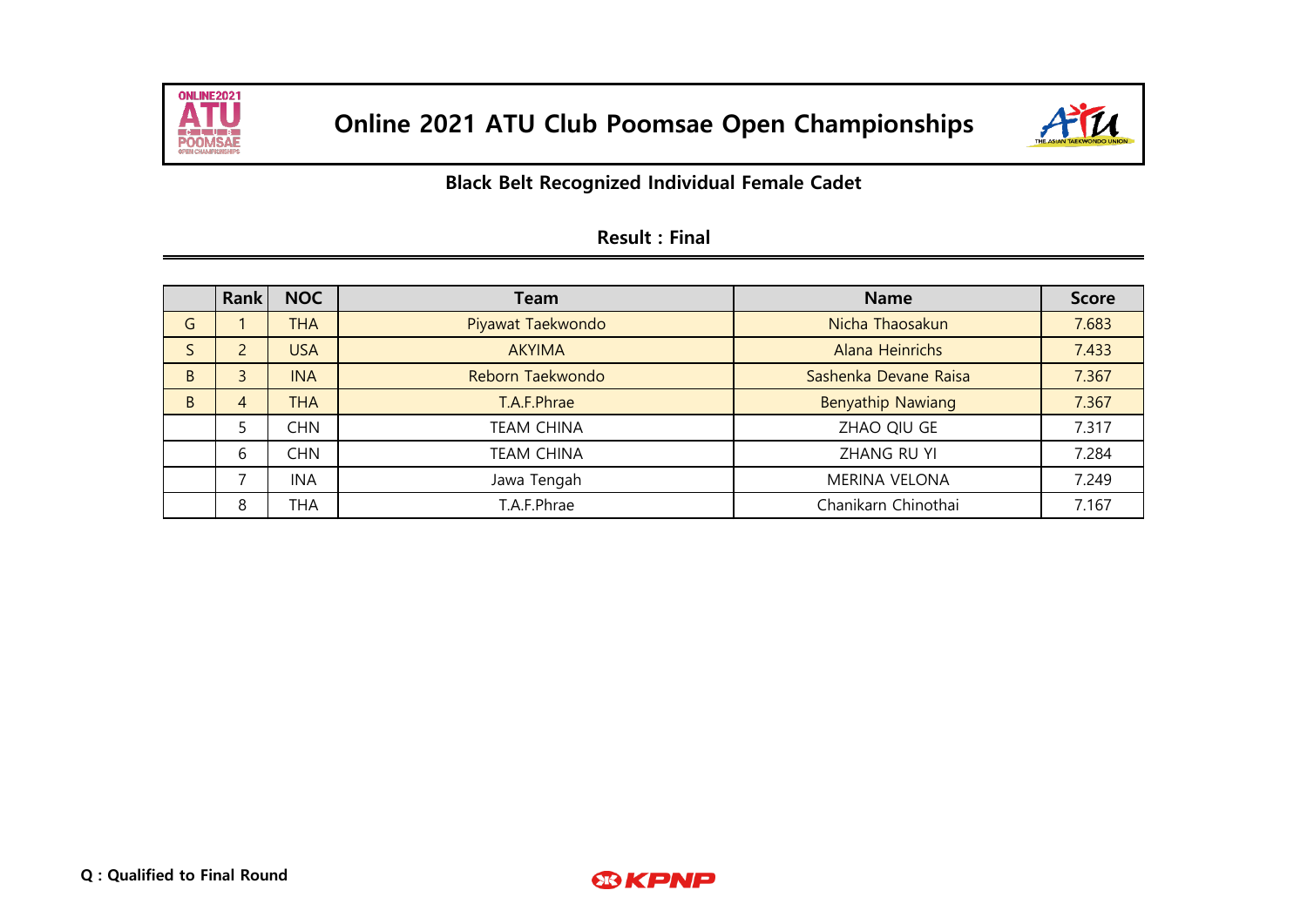# Online 2021 ATU Club Poomsae Open Championships

## Black Belt Recognized Individual Female Cadet

### Result : Final

| | Rank | NOC | Team | Name | Score |
|---|---|---|---|---|---|
| G | 1 | THA | Piyawat Taekwondo | Nicha Thaosakun | 7.683 |
| S | 2 | USA | AKYIMA | Alana Heinrichs | 7.433 |
| B | 3 | INA | Reborn Taekwondo | Sashenka Devane Raisa | 7.367 |
| B | 4 | THA | T.A.F.Phrae | Benyathip Nawiang | 7.367 |
| | 5 | CHN | TEAM CHINA | ZHAO QIU GE | 7.317 |
| | 6 | CHN | TEAM CHINA | ZHANG RU YI | 7.284 |
| | 7 | INA | Jawa Tengah | MERINA VELONA | 7.249 |
| | 8 | THA | T.A.F.Phrae | Chanikarn Chinothai | 7.167 |

**Q : Qualified to Final Round**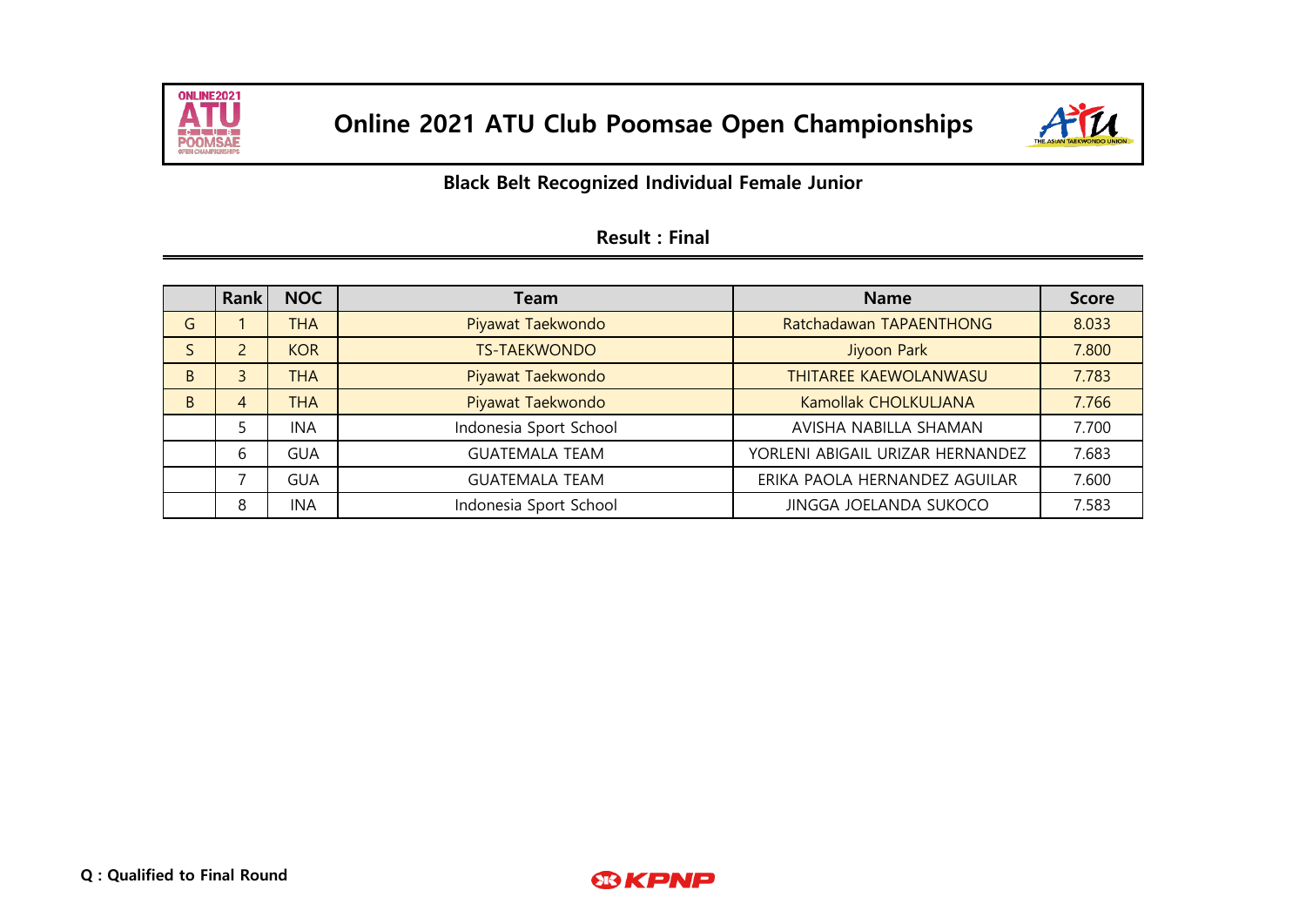# Online 2021 ATU Club Poomsae Open Championships

## Black Belt Recognized Individual Female Junior

### Result : Final

| | Rank | NOC | Team | Name | Score |
|---|---|---|---|---|---|
| G | 1 | THA | Piyawat Taekwondo | Ratchadawan TAPAENTHONG | 8.033 |
| S | 2 | KOR | TS-TAEKWONDO | Jiyoon Park | 7.800 |
| B | 3 | THA | Piyawat Taekwondo | THITAREE KAEWOLANWASU | 7.783 |
| B | 4 | THA | Piyawat Taekwondo | Kamollak CHOLKULJANA | 7.766 |
| | 5 | INA | Indonesia Sport School | AVISHA NABILLA SHAMAN | 7.700 |
| | 6 | GUA | GUATEMALA TEAM | YORLENI ABIGAIL URIZAR HERNANDEZ | 7.683 |
| | 7 | GUA | GUATEMALA TEAM | ERIKA PAOLA HERNANDEZ AGUILAR | 7.600 |
| | 8 | INA | Indonesia Sport School | JINGGA JOELANDA SUKOCO | 7.583 |

**Q : Qualified to Final Round**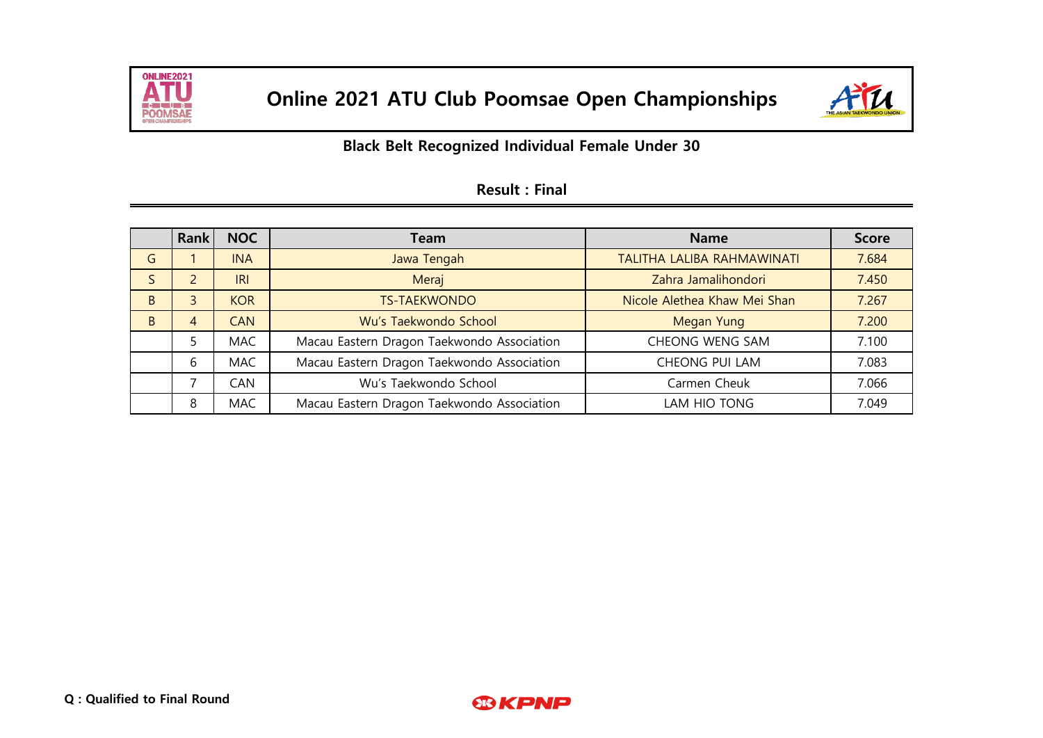# Online 2021 ATU Club Poomsae Open Championships

## Black Belt Recognized Individual Female Under 30

### Result : Final

| | Rank | NOC | Team | Name | Score |
|---|---|---|---|---|---|
| G | 1 | INA | Jawa Tengah | TALITHA LALIBA RAHMAWINATI | 7.684 |
| S | 2 | IRI | Meraj | Zahra Jamalihondori | 7.450 |
| B | 3 | KOR | TS-TAEKWONDO | Nicole Alethea Khaw Mei Shan | 7.267 |
| B | 4 | CAN | Wu's Taekwondo School | Megan Yung | 7.200 |
| | 5 | MAC | Macau Eastern Dragon Taekwondo Association | CHEONG WENG SAM | 7.100 |
| | 6 | MAC | Macau Eastern Dragon Taekwondo Association | CHEONG PUI LAM | 7.083 |
| | 7 | CAN | Wu's Taekwondo School | Carmen Cheuk | 7.066 |
| | 8 | MAC | Macau Eastern Dragon Taekwondo Association | LAM HIO TONG | 7.049 |

**Q : Qualified to Final Round**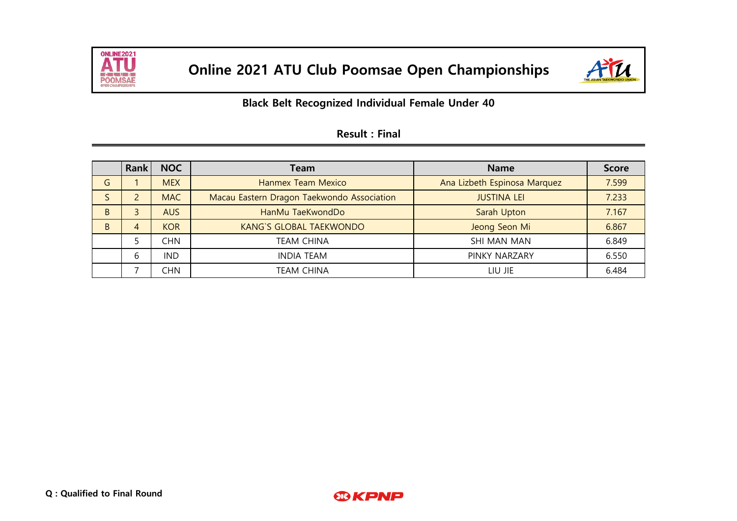# Online 2021 ATU Club Poomsae Open Championships

## Black Belt Recognized Individual Female Under 40

### Result : Final

| | Rank | NOC | Team | Name | Score |
|---|---|---|---|---|---|
| G | 1 | MEX | Hanmex Team Mexico | Ana Lizbeth Espinosa Marquez | 7.599 |
| S | 2 | MAC | Macau Eastern Dragon Taekwondo Association | JUSTINA LEI | 7.233 |
| B | 3 | AUS | HanMu TaeKwondDo | Sarah Upton | 7.167 |
| B | 4 | KOR | KANG`S GLOBAL TAEKWONDO | Jeong Seon Mi | 6.867 |
| | 5 | CHN | TEAM CHINA | SHI MAN MAN | 6.849 |
| | 6 | IND | INDIA TEAM | PINKY NARZARY | 6.550 |
| | 7 | CHN | TEAM CHINA | LIU JIE | 6.484 |

**Q : Qualified to Final Round**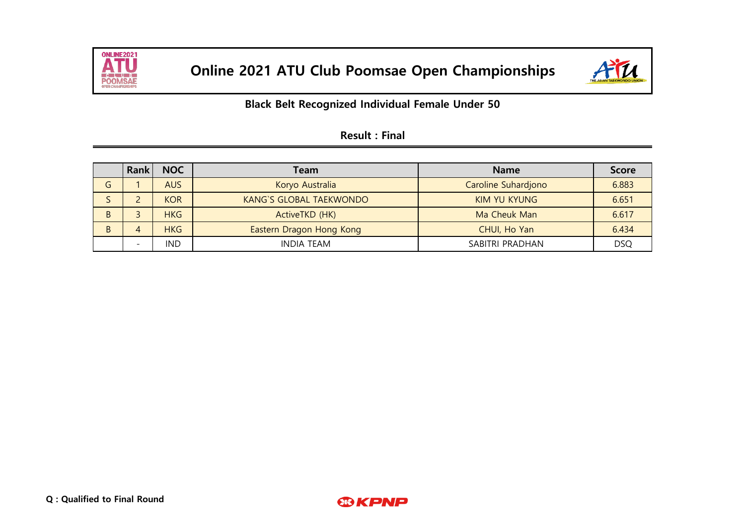# Online 2021 ATU Club Poomsae Open Championships

## Black Belt Recognized Individual Female Under 50

### Result : Final

| | Rank | NOC | Team | Name | Score |
|---|---|---|---|---|---|
| G | 1 | AUS | Koryo Australia | Caroline Suhardjono | 6.883 |
| S | 2 | KOR | KANG`S GLOBAL TAEKWONDO | KIM YU KYUNG | 6.651 |
| B | 3 | HKG | ActiveTKD (HK) | Ma Cheuk Man | 6.617 |
| B | 4 | HKG | Eastern Dragon Hong Kong | CHUI, Ho Yan | 6.434 |
| | - | IND | INDIA TEAM | SABITRI PRADHAN | DSQ |

**Q : Qualified to Final Round**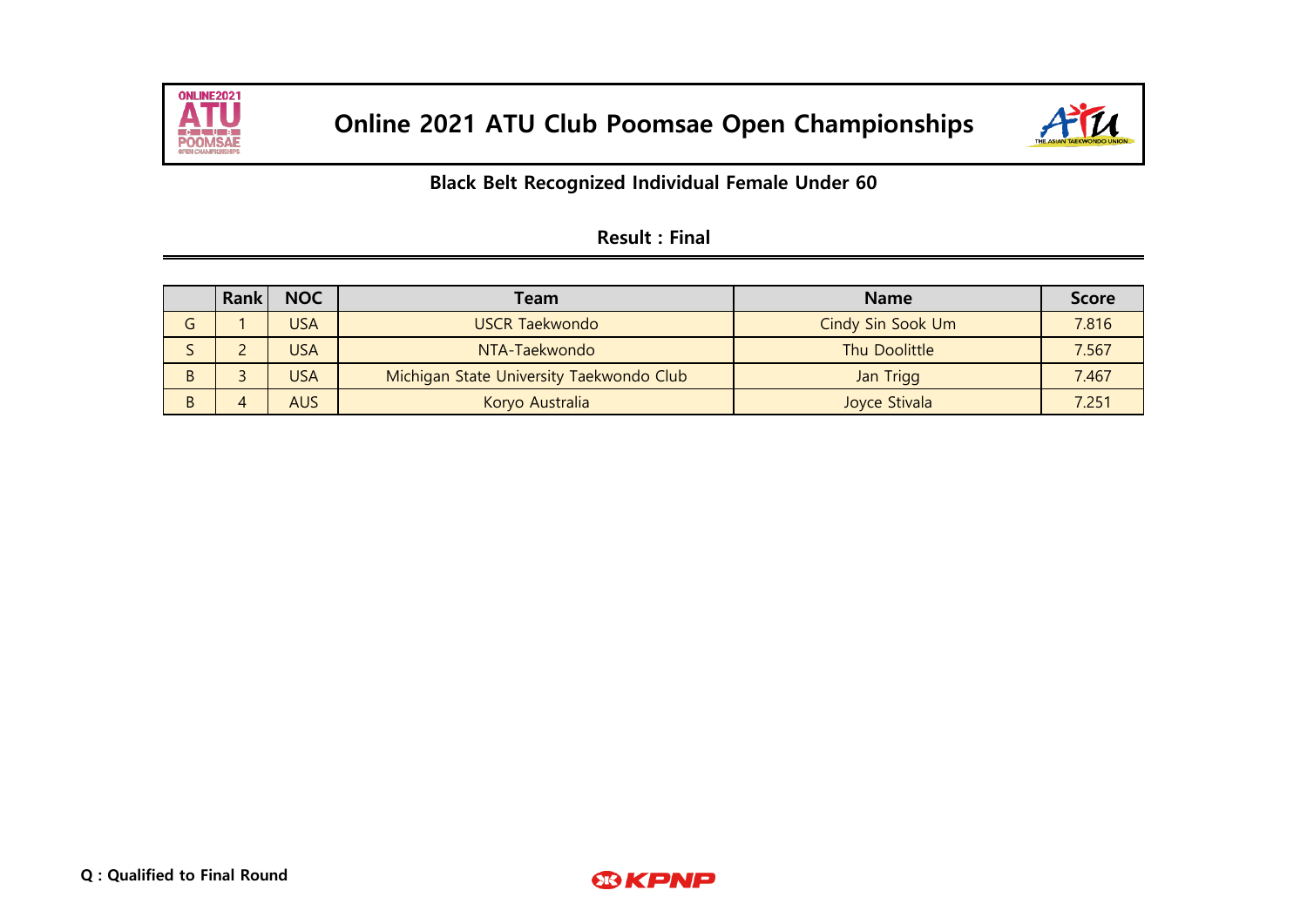# Online 2021 ATU Club Poomsae Open Championships

## Black Belt Recognized Individual Female Under 60

### Result : Final

| | Rank | NOC | Team | Name | Score |
|---|---|---|---|---|---|
| G | 1 | USA | USCR Taekwondo | Cindy Sin Sook Um | 7.816 |
| S | 2 | USA | NTA-Taekwondo | Thu Doolittle | 7.567 |
| B | 3 | USA | Michigan State University Taekwondo Club | Jan Trigg | 7.467 |
| B | 4 | AUS | Koryo Australia | Joyce Stivala | 7.251 |

**Q : Qualified to Final Round**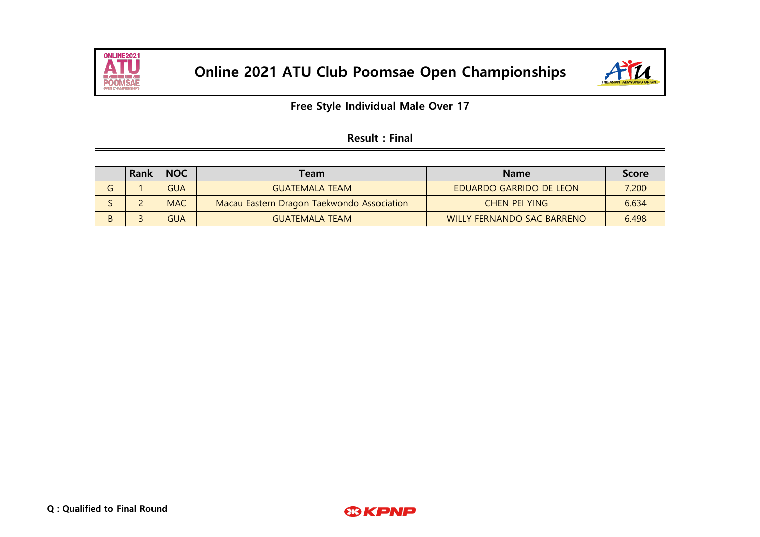# Online 2021 ATU Club Poomsae Open Championships

## Free Style Individual Male Over 17

### Result : Final

| | Rank | NOC | Team | Name | Score |
|---|---|---|---|---|---|
| G | 1 | GUA | GUATEMALA TEAM | EDUARDO GARRIDO DE LEON | 7.200 |
| S | 2 | MAC | Macau Eastern Dragon Taekwondo Association | CHEN PEI YING | 6.634 |
| B | 3 | GUA | GUATEMALA TEAM | WILLY FERNANDO SAC BARRENO | 6.498 |

**Q : Qualified to Final Round**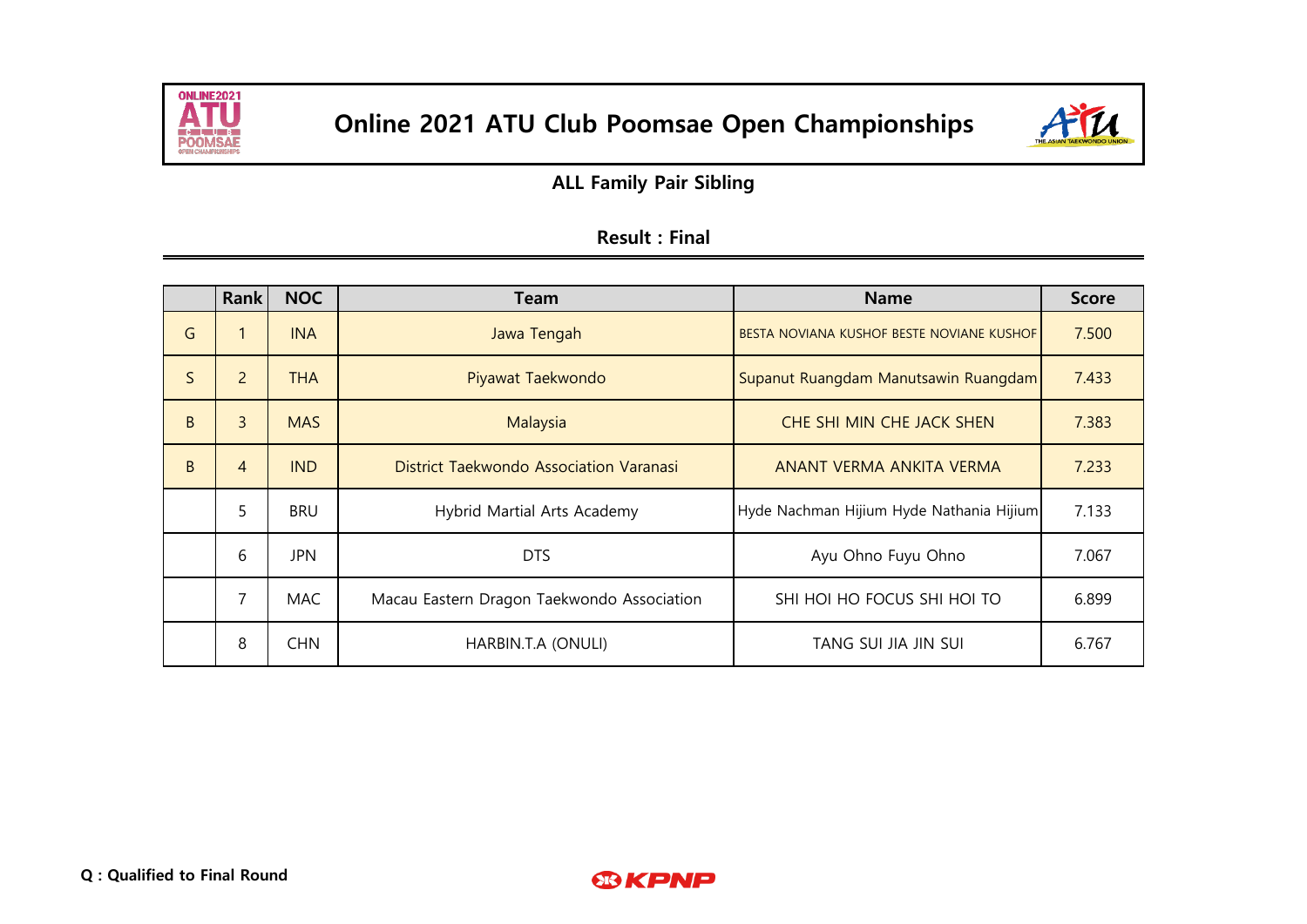# Online 2021 ATU Club Poomsae Open Championships

## ALL Family Pair Sibling

### Result : Final

| | Rank | NOC | Team | Name | Score |
|---|---|---|---|---|---|
| G | 1 | INA | Jawa Tengah | BESTA NOVIANA KUSHOF BESTE NOVIANE KUSHOF | 7.500 |
| S | 2 | THA | Piyawat Taekwondo | Supanut Ruangdam Manutsawin Ruangdam | 7.433 |
| B | 3 | MAS | Malaysia | CHE SHI MIN CHE JACK SHEN | 7.383 |
| B | 4 | IND | District Taekwondo Association Varanasi | ANANT VERMA ANKITA VERMA | 7.233 |
| | 5 | BRU | Hybrid Martial Arts Academy | Hyde Nachman Hijium Hyde Nathania Hijium | 7.133 |
| | 6 | JPN | DTS | Ayu Ohno Fuyu Ohno | 7.067 |
| | 7 | MAC | Macau Eastern Dragon Taekwondo Association | SHI HOI HO FOCUS SHI HOI TO | 6.899 |
| | 8 | CHN | HARBIN.T.A (ONULI) | TANG SUI JIA JIN SUI | 6.767 |

**Q : Qualified to Final Round**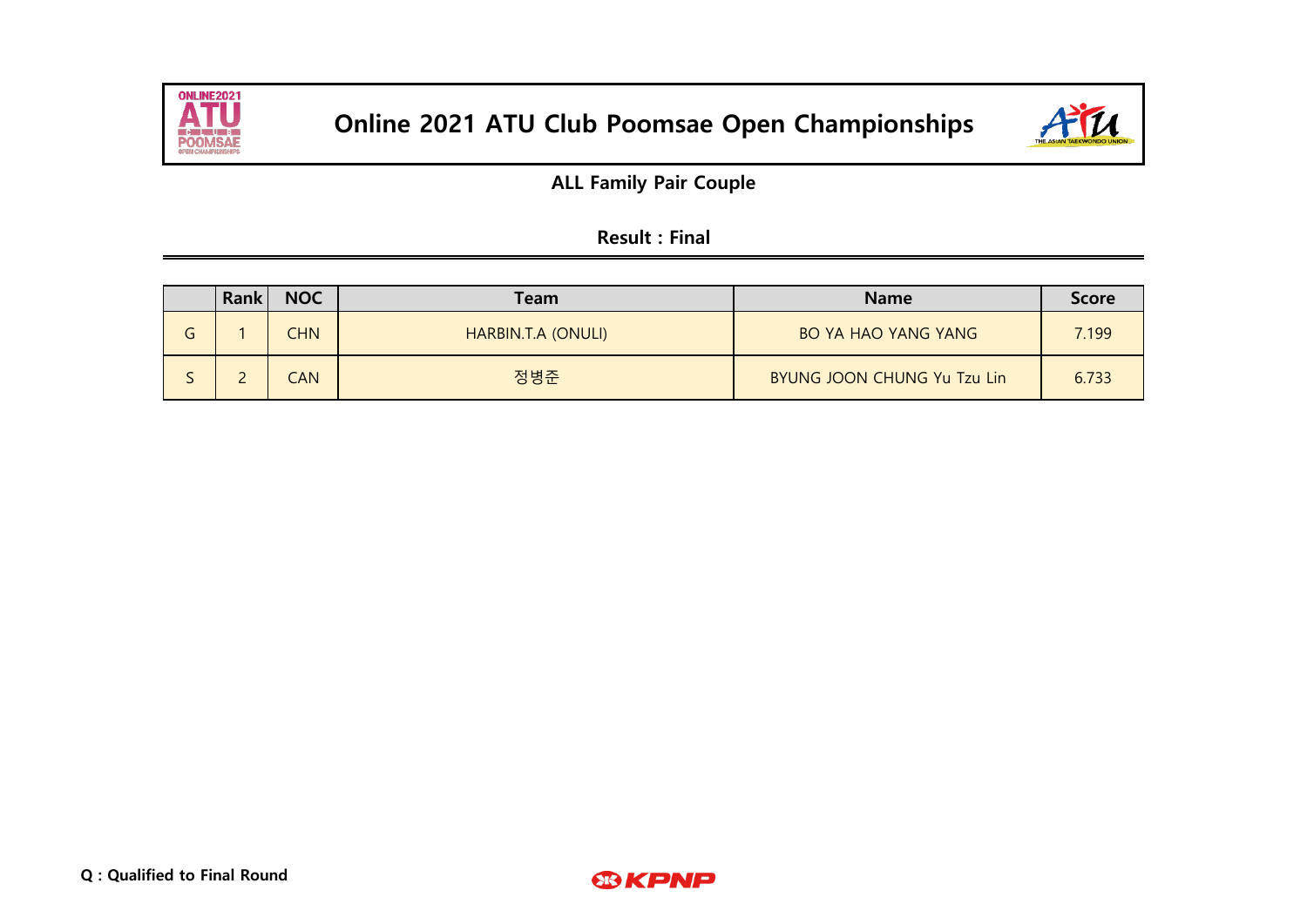# Online 2021 ATU Club Poomsae Open Championships

## ALL Family Pair Couple

### Result : Final

| | Rank | NOC | Team | Name | Score |
|---|---|---|---|---|---|
| G | 1 | CHN | HARBIN.T.A (ONULI) | BO YA HAO YANG YANG | 7.199 |
| S | 2 | CAN | 정병준 | BYUNG JOON CHUNG Yu Tzu Lin | 6.733 |

**Q : Qualified to Final Round**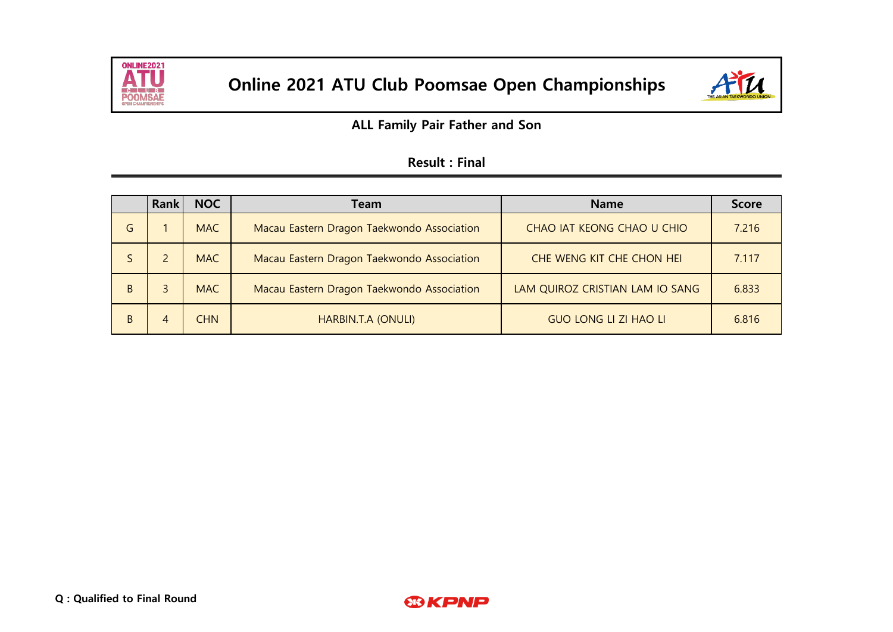# Online 2021 ATU Club Poomsae Open Championships

## ALL Family Pair Father and Son

### Result : Final

| | Rank | NOC | Team | Name | Score |
|---|---|---|---|---|---|
| G | 1 | MAC | Macau Eastern Dragon Taekwondo Association | CHAO IAT KEONG CHAO U CHIO | 7.216 |
| S | 2 | MAC | Macau Eastern Dragon Taekwondo Association | CHE WENG KIT CHE CHON HEI | 7.117 |
| B | 3 | MAC | Macau Eastern Dragon Taekwondo Association | LAM QUIROZ CRISTIAN LAM IO SANG | 6.833 |
| B | 4 | CHN | HARBIN.T.A (ONULI) | GUO LONG LI ZI HAO LI | 6.816 |

**Q : Qualified to Final Round**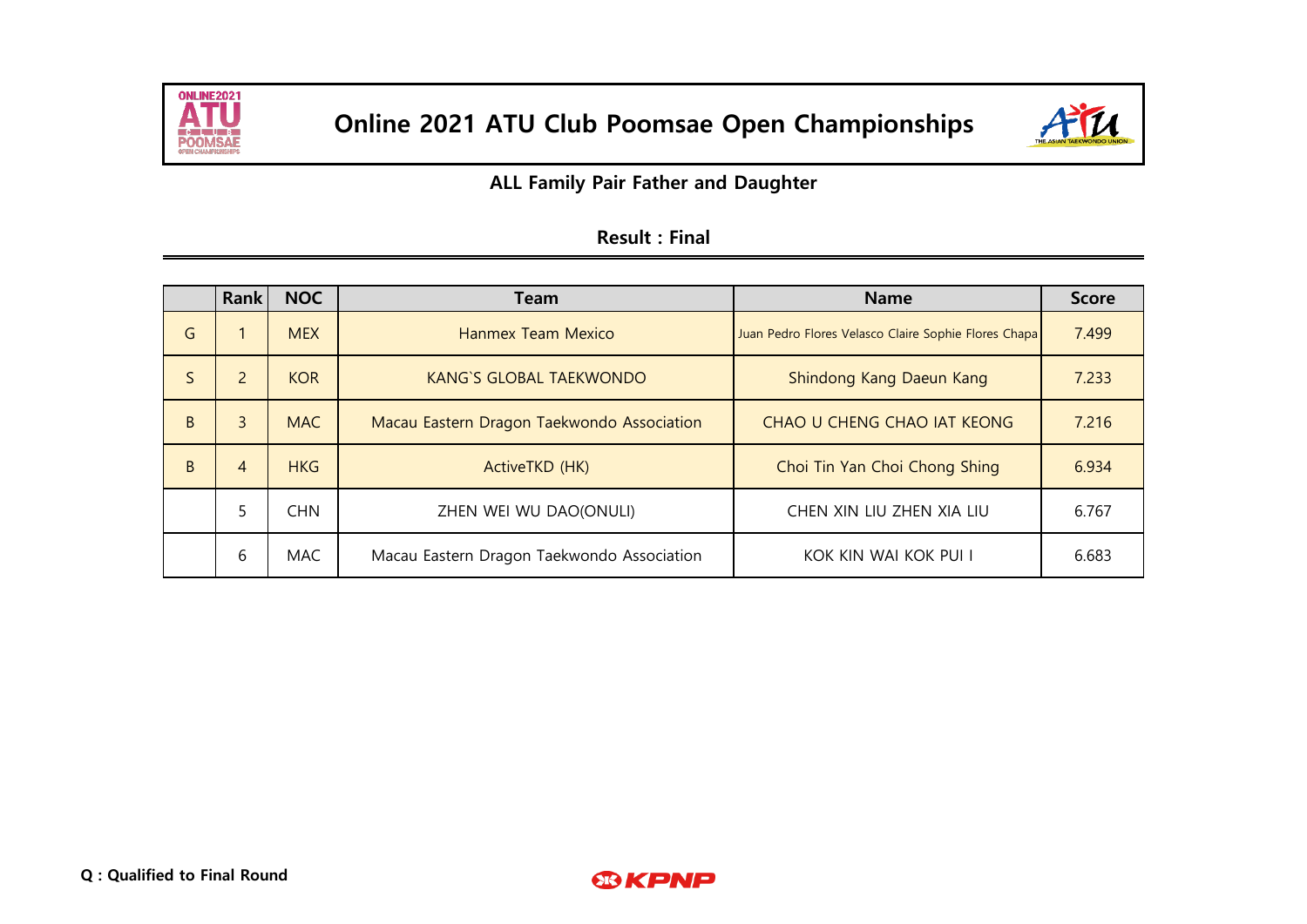# Online 2021 ATU Club Poomsae Open Championships

## ALL Family Pair Father and Daughter

### Result : Final

| | Rank | NOC | Team | Name | Score |
|---|---|---|---|---|---|
| G | 1 | MEX | Hanmex Team Mexico | Juan Pedro Flores Velasco Claire Sophie Flores Chapa | 7.499 |
| S | 2 | KOR | KANG`S GLOBAL TAEKWONDO | Shindong Kang Daeun Kang | 7.233 |
| B | 3 | MAC | Macau Eastern Dragon Taekwondo Association | CHAO U CHENG CHAO IAT KEONG | 7.216 |
| B | 4 | HKG | ActiveTKD (HK) | Choi Tin Yan Choi Chong Shing | 6.934 |
| | 5 | CHN | ZHEN WEI WU DAO(ONULI) | CHEN XIN LIU ZHEN XIA LIU | 6.767 |
| | 6 | MAC | Macau Eastern Dragon Taekwondo Association | KOK KIN WAI KOK PUI I | 6.683 |

**Q : Qualified to Final Round**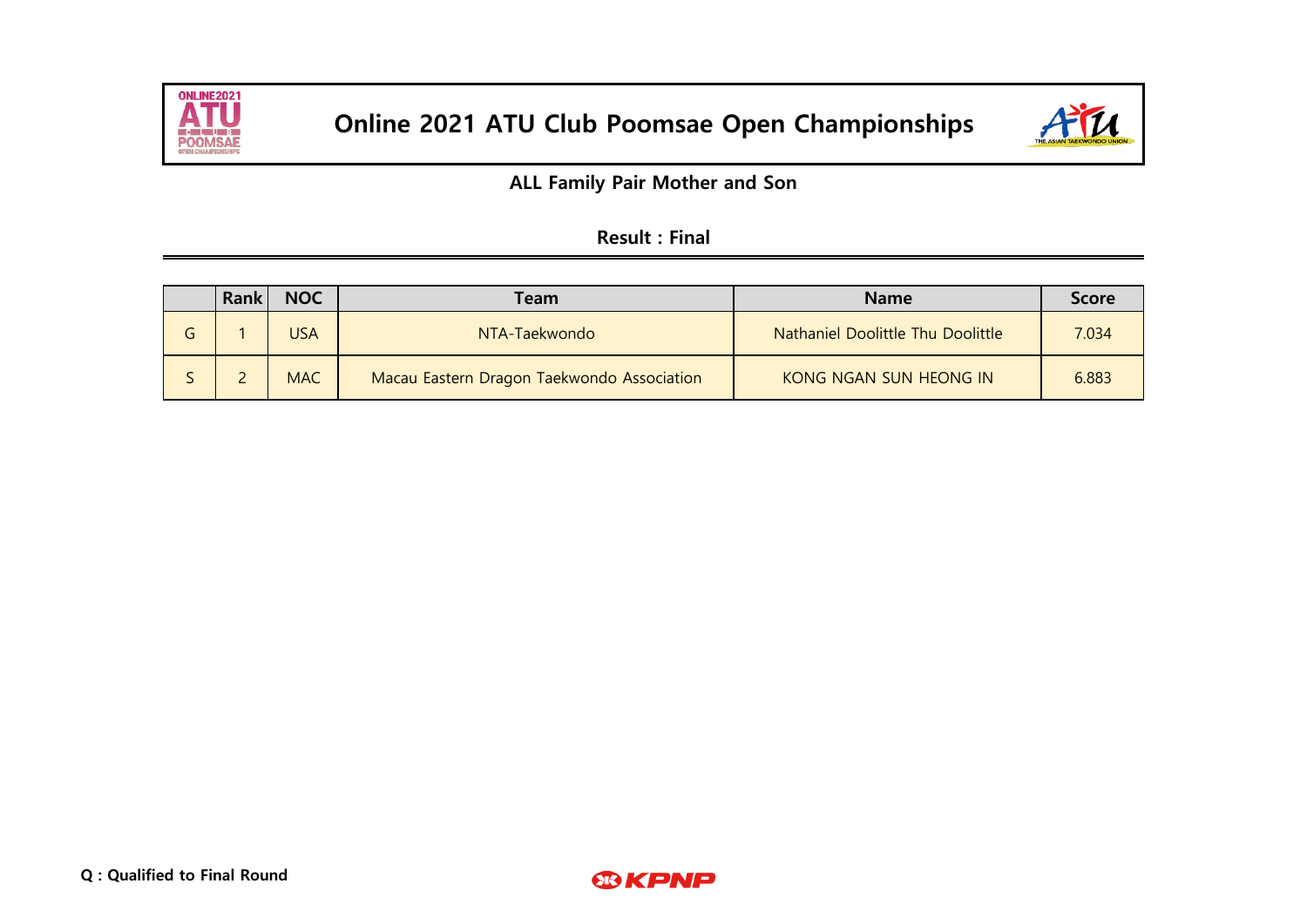# Online 2021 ATU Club Poomsae Open Championships

## ALL Family Pair Mother and Son

### Result : Final

| | Rank | NOC | Team | Name | Score |
|---|---|---|---|---|---|
| G | 1 | USA | NTA-Taekwondo | Nathaniel Doolittle Thu Doolittle | 7.034 |
| S | 2 | MAC | Macau Eastern Dragon Taekwondo Association | KONG NGAN SUN HEONG IN | 6.883 |

**Q : Qualified to Final Round**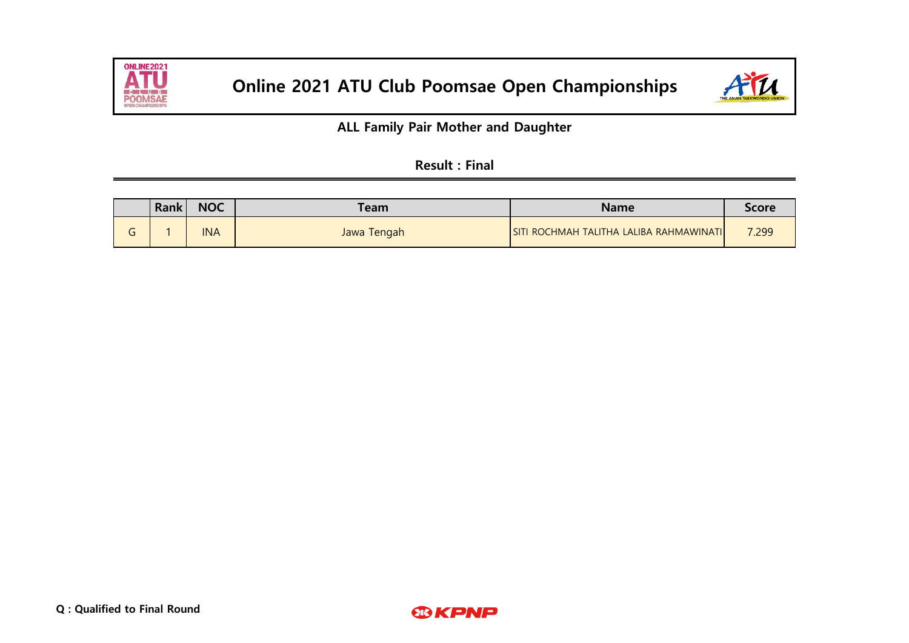# Online 2021 ATU Club Poomsae Open Championships

## ALL Family Pair Mother and Daughter

### Result : Final

| | Rank | NOC | Team | Name | Score |
|---|---|---|---|---|---|
| G | 1 | INA | Jawa Tengah | SITI ROCHMAH TALITHA LALIBA RAHMAWINATI | 7.299 |

**Q : Qualified to Final Round**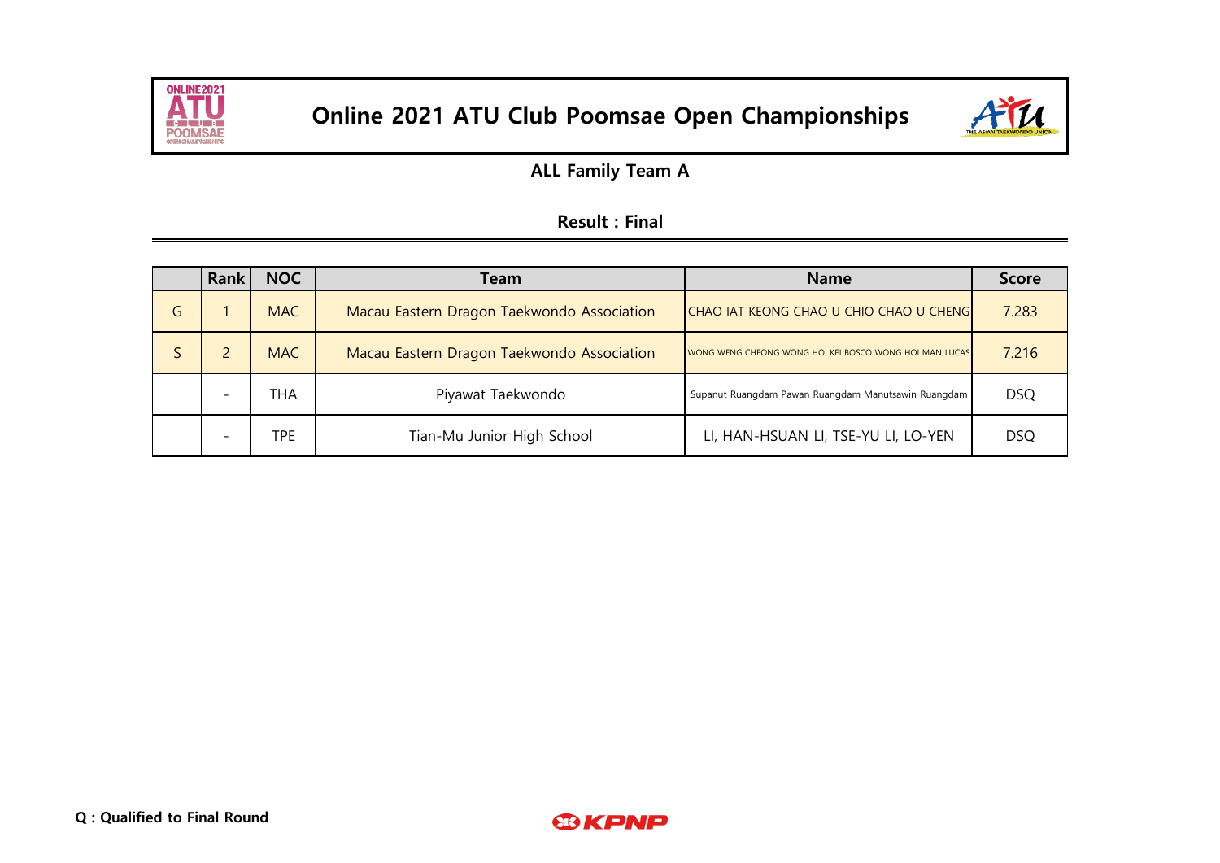# Online 2021 ATU Club Poomsae Open Championships

## ALL Family Team A

### Result : Final

| | Rank | NOC | Team | Name | Score |
|---|---|---|---|---|---|
| G | 1 | MAC | Macau Eastern Dragon Taekwondo Association | CHAO IAT KEONG CHAO U CHIO CHAO U CHENG | 7.283 |
| S | 2 | MAC | Macau Eastern Dragon Taekwondo Association | WONG WENG CHEONG WONG HOI KEI BOSCO WONG HOI MAN LUCAS | 7.216 |
| | - | THA | Piyawat Taekwondo | Supanut Ruangdam Pawan Ruangdam Manutsawin Ruangdam | DSQ |
| | - | TPE | Tian-Mu Junior High School | LI, HAN-HSUAN LI, TSE-YU LI, LO-YEN | DSQ |

**Q : Qualified to Final Round**